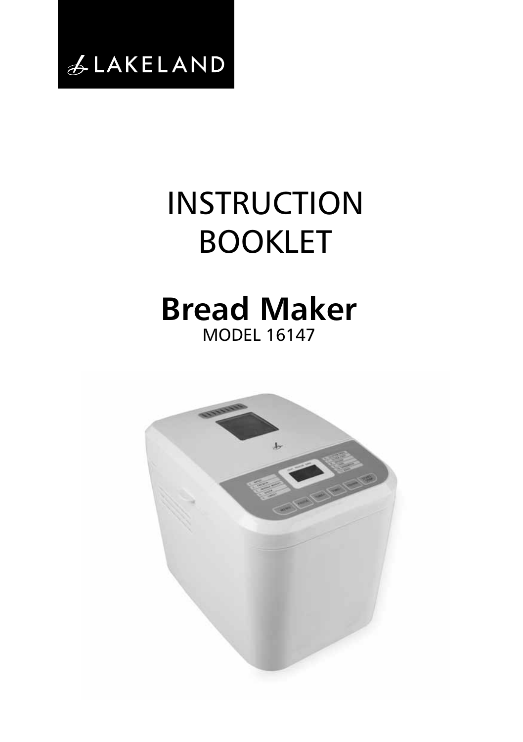LAKELAND

# INSTRUCTION BOOKLET

## Bread Maker

MODEL 16147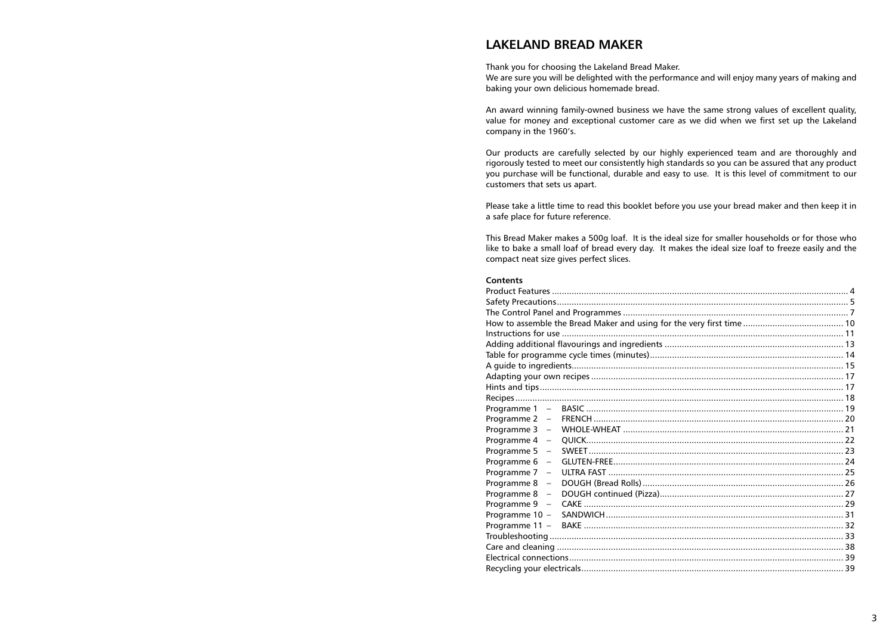# LAKELAND BREAD MAKER

Thank you for choosing the Lakeland Bread Maker.
We are sure you will be delighted with the performance and will enjoy many years of making and baking your own delicious homemade bread.

An award winning family-owned business we have the same strong values of excellent quality, value for money and exceptional customer care as we did when we first set up the Lakeland company in the 1960's.

Our products are carefully selected by our highly experienced team and are thoroughly and rigorously tested to meet our consistently high standards so you can be assured that any product you purchase will be functional, durable and easy to use. It is this level of commitment to our customers that sets us apart.

Please take a little time to read this booklet before you use your bread maker and then keep it in a safe place for future reference.

This Bread Maker makes a 500g loaf. It is the ideal size for smaller households or for those who like to bake a small loaf of bread every day. It makes the ideal size loaf to freeze easily and the compact neat size gives perfect slices.

**Contents**

| | |
|---|---|
| Product Features | 4 |
| Safety Precautions | 5 |
| The Control Panel and Programmes | 7 |
| How to assemble the Bread Maker and using for the very first time | 10 |
| Instructions for use | 11 |
| Adding additional flavourings and ingredients | 13 |
| Table for programme cycle times (minutes) | 14 |
| A guide to ingredients | 15 |
| Adapting your own recipes | 17 |
| Hints and tips | 17 |
| Recipes | 18 |
| Programme 1 – BASIC | 19 |
| Programme 2 – FRENCH | 20 |
| Programme 3 – WHOLE-WHEAT | 21 |
| Programme 4 – QUICK | 22 |
| Programme 5 – SWEET | 23 |
| Programme 6 – GLUTEN-FREE | 24 |
| Programme 7 – ULTRA FAST | 25 |
| Programme 8 – DOUGH (Bread Rolls) | 26 |
| Programme 8 – DOUGH continued (Pizza) | 27 |
| Programme 9 – CAKE | 29 |
| Programme 10 – SANDWICH | 31 |
| Programme 11 – BAKE | 32 |
| Troubleshooting | 33 |
| Care and cleaning | 38 |
| Electrical connections | 39 |
| Recycling your electricals | 39 |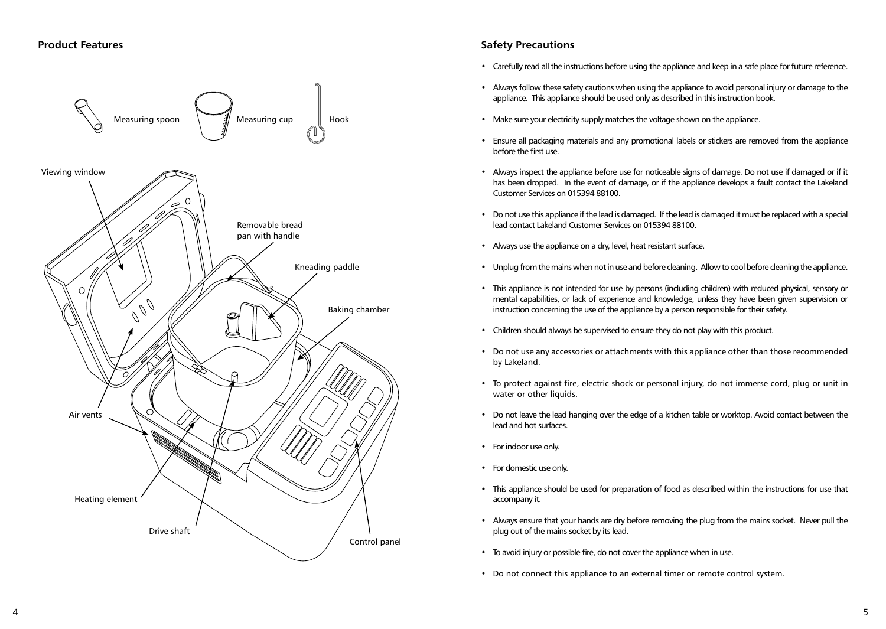## Product Features

Measuring spoon

Measuring cup

Hook

Viewing window

Removable bread pan with handle

Kneading paddle

Baking chamber

Air vents

Heating element

Drive shaft

Control panel

## Safety Precautions

- Carefully read all the instructions before using the appliance and keep in a safe place for future reference.
- Always follow these safety cautions when using the appliance to avoid personal injury or damage to the appliance. This appliance should be used only as described in this instruction book.
- Make sure your electricity supply matches the voltage shown on the appliance.
- Ensure all packaging materials and any promotional labels or stickers are removed from the appliance before the first use.
- Always inspect the appliance before use for noticeable signs of damage. Do not use if damaged or if it has been dropped. In the event of damage, or if the appliance develops a fault contact the Lakeland Customer Services on 015394 88100.
- Do not use this appliance if the lead is damaged. If the lead is damaged it must be replaced with a special lead contact Lakeland Customer Services on 015394 88100.
- Always use the appliance on a dry, level, heat resistant surface.
- Unplug from the mains when not in use and before cleaning. Allow to cool before cleaning the appliance.
- This appliance is not intended for use by persons (including children) with reduced physical, sensory or mental capabilities, or lack of experience and knowledge, unless they have been given supervision or instruction concerning the use of the appliance by a person responsible for their safety.
- Children should always be supervised to ensure they do not play with this product.
- Do not use any accessories or attachments with this appliance other than those recommended by Lakeland.
- To protect against fire, electric shock or personal injury, do not immerse cord, plug or unit in water or other liquids.
- Do not leave the lead hanging over the edge of a kitchen table or worktop. Avoid contact between the lead and hot surfaces.
- For indoor use only.
- For domestic use only.
- This appliance should be used for preparation of food as described within the instructions for use that accompany it.
- Always ensure that your hands are dry before removing the plug from the mains socket. Never pull the plug out of the mains socket by its lead.
- To avoid injury or possible fire, do not cover the appliance when in use.
- Do not connect this appliance to an external timer or remote control system.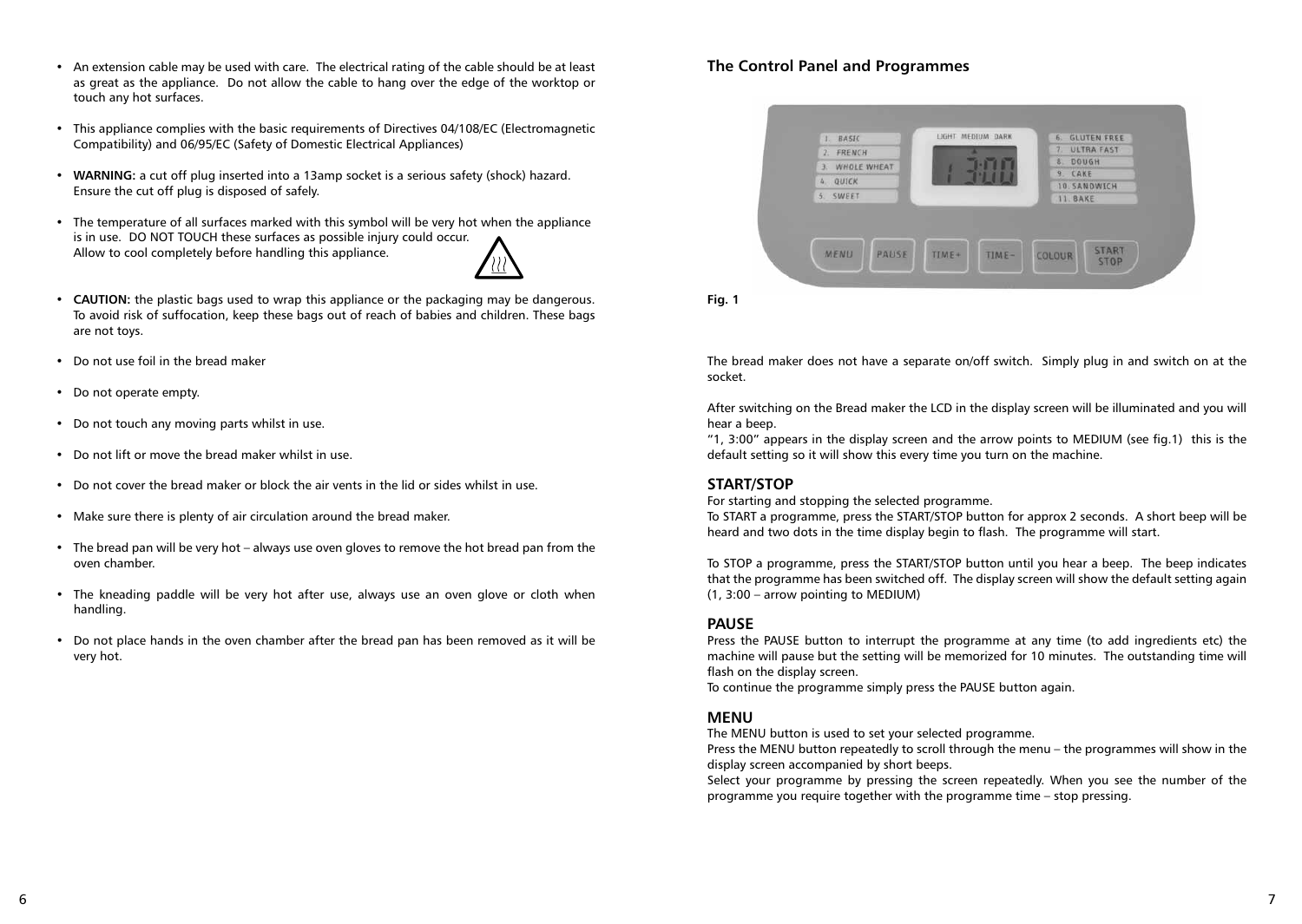- An extension cable may be used with care. The electrical rating of the cable should be at least as great as the appliance. Do not allow the cable to hang over the edge of the worktop or touch any hot surfaces.
- This appliance complies with the basic requirements of Directives 04/108/EC (Electromagnetic Compatibility) and 06/95/EC (Safety of Domestic Electrical Appliances)
- **WARNING:** a cut off plug inserted into a 13amp socket is a serious safety (shock) hazard. Ensure the cut off plug is disposed of safely.
- The temperature of all surfaces marked with this symbol will be very hot when the appliance is in use. DO NOT TOUCH these surfaces as possible injury could occur. Allow to cool completely before handling this appliance.
- **CAUTION:** the plastic bags used to wrap this appliance or the packaging may be dangerous. To avoid risk of suffocation, keep these bags out of reach of babies and children. These bags are not toys.
- Do not use foil in the bread maker
- Do not operate empty.
- Do not touch any moving parts whilst in use.
- Do not lift or move the bread maker whilst in use.
- Do not cover the bread maker or block the air vents in the lid or sides whilst in use.
- Make sure there is plenty of air circulation around the bread maker.
- The bread pan will be very hot – always use oven gloves to remove the hot bread pan from the oven chamber.
- The kneading paddle will be very hot after use, always use an oven glove or cloth when handling.
- Do not place hands in the oven chamber after the bread pan has been removed as it will be very hot.

## The Control Panel and Programmes

**Fig. 1**

The bread maker does not have a separate on/off switch. Simply plug in and switch on at the socket.

After switching on the Bread maker the LCD in the display screen will be illuminated and you will hear a beep.
"1, 3:00" appears in the display screen and the arrow points to MEDIUM (see fig.1) this is the default setting so it will show this every time you turn on the machine.

### START/STOP

For starting and stopping the selected programme.
To START a programme, press the START/STOP button for approx 2 seconds. A short beep will be heard and two dots in the time display begin to flash. The programme will start.

To STOP a programme, press the START/STOP button until you hear a beep. The beep indicates that the programme has been switched off. The display screen will show the default setting again (1, 3:00 – arrow pointing to MEDIUM)

### PAUSE

Press the PAUSE button to interrupt the programme at any time (to add ingredients etc) the machine will pause but the setting will be memorized for 10 minutes. The outstanding time will flash on the display screen.
To continue the programme simply press the PAUSE button again.

### MENU

The MENU button is used to set your selected programme.
Press the MENU button repeatedly to scroll through the menu – the programmes will show in the display screen accompanied by short beeps.
Select your programme by pressing the screen repeatedly. When you see the number of the programme you require together with the programme time – stop pressing.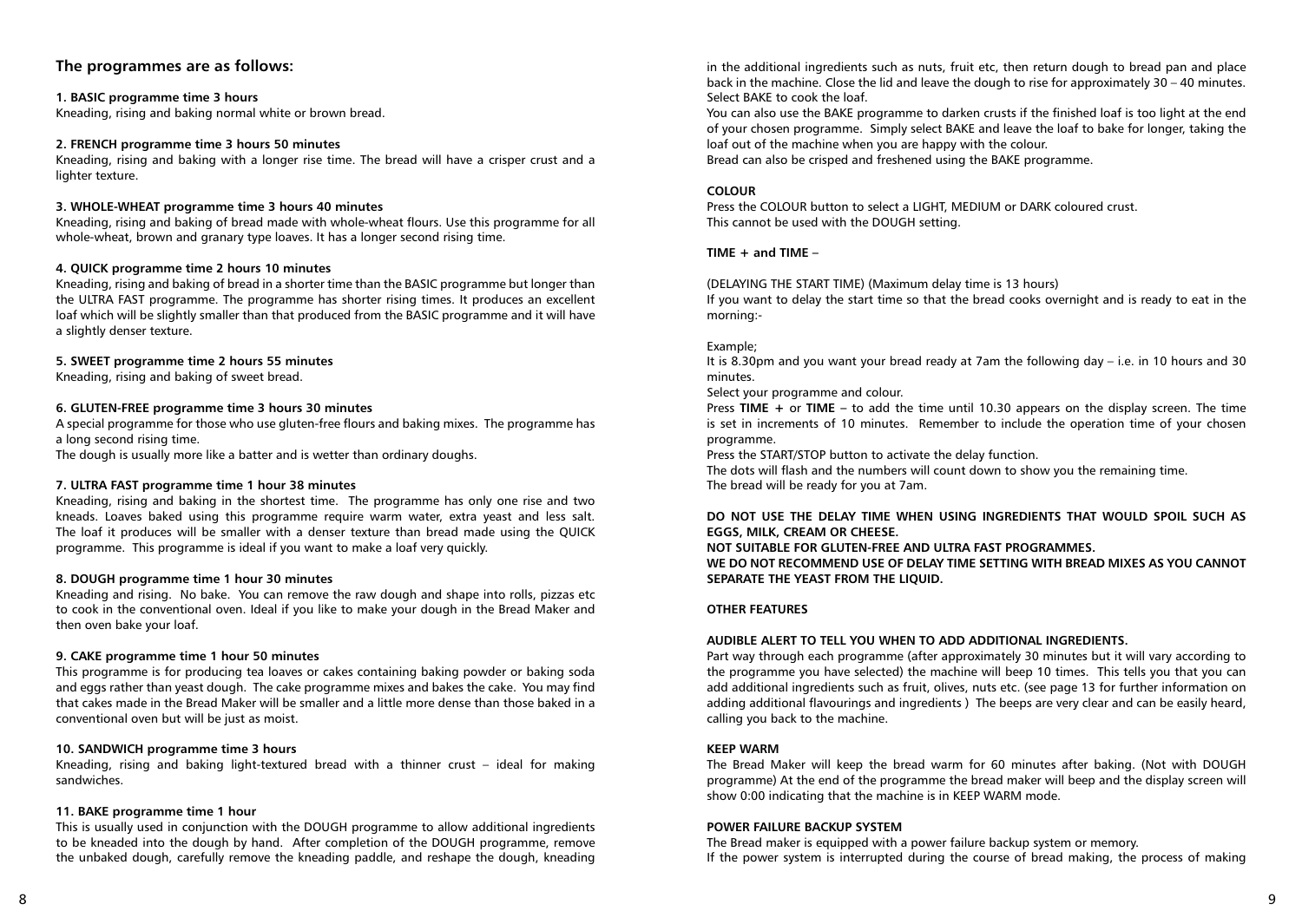## The programmes are as follows:

**1. BASIC programme time 3 hours**
Kneading, rising and baking normal white or brown bread.

**2. FRENCH programme time 3 hours 50 minutes**
Kneading, rising and baking with a longer rise time. The bread will have a crisper crust and a lighter texture.

**3. WHOLE-WHEAT programme time 3 hours 40 minutes**
Kneading, rising and baking of bread made with whole-wheat flours. Use this programme for all whole-wheat, brown and granary type loaves. It has a longer second rising time.

**4. QUICK programme time 2 hours 10 minutes**
Kneading, rising and baking of bread in a shorter time than the BASIC programme but longer than the ULTRA FAST programme. The programme has shorter rising times. It produces an excellent loaf which will be slightly smaller than that produced from the BASIC programme and it will have a slightly denser texture.

**5. SWEET programme time 2 hours 55 minutes**
Kneading, rising and baking of sweet bread.

**6. GLUTEN-FREE programme time 3 hours 30 minutes**
A special programme for those who use gluten-free flours and baking mixes. The programme has a long second rising time.
The dough is usually more like a batter and is wetter than ordinary doughs.

**7. ULTRA FAST programme time 1 hour 38 minutes**
Kneading, rising and baking in the shortest time. The programme has only one rise and two kneads. Loaves baked using this programme require warm water, extra yeast and less salt. The loaf it produces will be smaller with a denser texture than bread made using the QUICK programme. This programme is ideal if you want to make a loaf very quickly.

**8. DOUGH programme time 1 hour 30 minutes**
Kneading and rising. No bake. You can remove the raw dough and shape into rolls, pizzas etc to cook in the conventional oven. Ideal if you like to make your dough in the Bread Maker and then oven bake your loaf.

**9. CAKE programme time 1 hour 50 minutes**
This programme is for producing tea loaves or cakes containing baking powder or baking soda and eggs rather than yeast dough. The cake programme mixes and bakes the cake. You may find that cakes made in the Bread Maker will be smaller and a little more dense than those baked in a conventional oven but will be just as moist.

**10. SANDWICH programme time 3 hours**
Kneading, rising and baking light-textured bread with a thinner crust – ideal for making sandwiches.

**11. BAKE programme time 1 hour**
This is usually used in conjunction with the DOUGH programme to allow additional ingredients to be kneaded into the dough by hand. After completion of the DOUGH programme, remove the unbaked dough, carefully remove the kneading paddle, and reshape the dough, kneading in the additional ingredients such as nuts, fruit etc, then return dough to bread pan and place back in the machine. Close the lid and leave the dough to rise for approximately 30 – 40 minutes. Select BAKE to cook the loaf.
You can also use the BAKE programme to darken crusts if the finished loaf is too light at the end of your chosen programme. Simply select BAKE and leave the loaf to bake for longer, taking the loaf out of the machine when you are happy with the colour.
Bread can also be crisped and freshened using the BAKE programme.

**COLOUR**
Press the COLOUR button to select a LIGHT, MEDIUM or DARK coloured crust.
This cannot be used with the DOUGH setting.

**TIME + and TIME –**

(DELAYING THE START TIME) (Maximum delay time is 13 hours)
If you want to delay the start time so that the bread cooks overnight and is ready to eat in the morning:-

Example;
It is 8.30pm and you want your bread ready at 7am the following day – i.e. in 10 hours and 30 minutes.
Select your programme and colour.
Press **TIME +** or **TIME** – to add the time until 10.30 appears on the display screen. The time is set in increments of 10 minutes. Remember to include the operation time of your chosen programme.
Press the START/STOP button to activate the delay function.
The dots will flash and the numbers will count down to show you the remaining time.
The bread will be ready for you at 7am.

**DO NOT USE THE DELAY TIME WHEN USING INGREDIENTS THAT WOULD SPOIL SUCH AS EGGS, MILK, CREAM OR CHEESE.**
**NOT SUITABLE FOR GLUTEN-FREE AND ULTRA FAST PROGRAMMES.**
**WE DO NOT RECOMMEND USE OF DELAY TIME SETTING WITH BREAD MIXES AS YOU CANNOT SEPARATE THE YEAST FROM THE LIQUID.**

**OTHER FEATURES**

**AUDIBLE ALERT TO TELL YOU WHEN TO ADD ADDITIONAL INGREDIENTS.**
Part way through each programme (after approximately 30 minutes but it will vary according to the programme you have selected) the machine will beep 10 times. This tells you that you can add additional ingredients such as fruit, olives, nuts etc. (see page 13 for further information on adding additional flavourings and ingredients ) The beeps are very clear and can be easily heard, calling you back to the machine.

**KEEP WARM**
The Bread Maker will keep the bread warm for 60 minutes after baking. (Not with DOUGH programme) At the end of the programme the bread maker will beep and the display screen will show 0:00 indicating that the machine is in KEEP WARM mode.

**POWER FAILURE BACKUP SYSTEM**
The Bread maker is equipped with a power failure backup system or memory.
If the power system is interrupted during the course of bread making, the process of making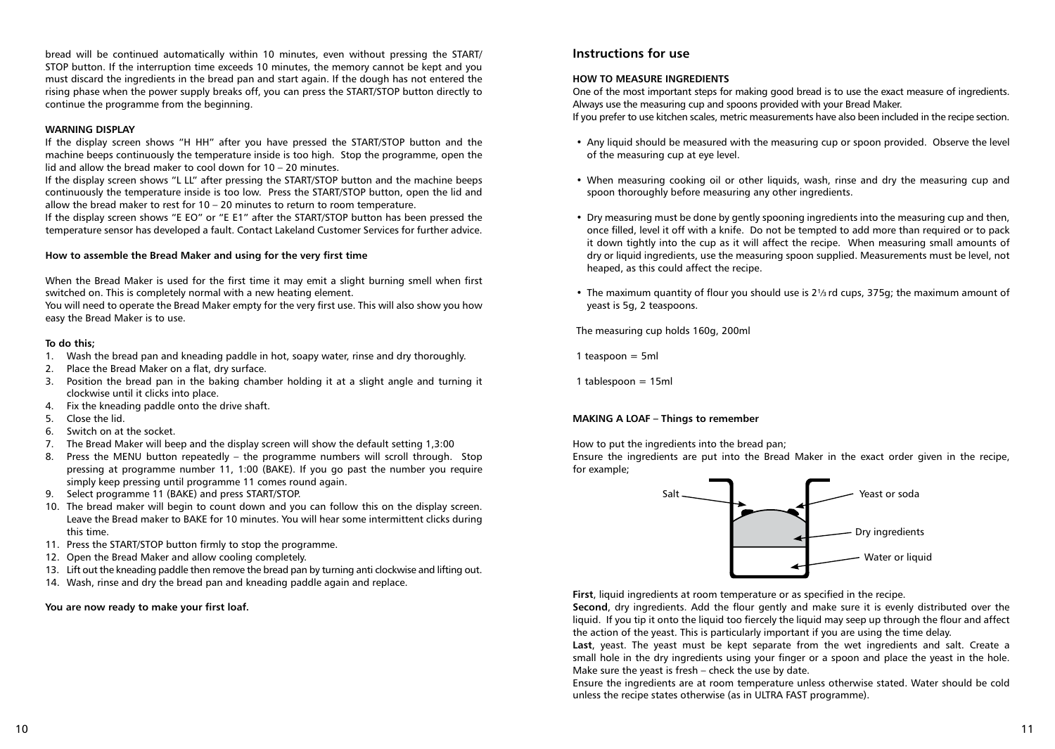bread will be continued automatically within 10 minutes, even without pressing the START/STOP button. If the interruption time exceeds 10 minutes, the memory cannot be kept and you must discard the ingredients in the bread pan and start again. If the dough has not entered the rising phase when the power supply breaks off, you can press the START/STOP button directly to continue the programme from the beginning.

**WARNING DISPLAY**

If the display screen shows "H HH" after you have pressed the START/STOP button and the machine beeps continuously the temperature inside is too high. Stop the programme, open the lid and allow the bread maker to cool down for 10 – 20 minutes.

If the display screen shows "L LL" after pressing the START/STOP button and the machine beeps continuously the temperature inside is too low. Press the START/STOP button, open the lid and allow the bread maker to rest for 10 – 20 minutes to return to room temperature.

If the display screen shows "E EO" or "E E1" after the START/STOP button has been pressed the temperature sensor has developed a fault. Contact Lakeland Customer Services for further advice.

**How to assemble the Bread Maker and using for the very first time**

When the Bread Maker is used for the first time it may emit a slight burning smell when first switched on. This is completely normal with a new heating element.

You will need to operate the Bread Maker empty for the very first use. This will also show you how easy the Bread Maker is to use.

**To do this;**

1. Wash the bread pan and kneading paddle in hot, soapy water, rinse and dry thoroughly.
2. Place the Bread Maker on a flat, dry surface.
3. Position the bread pan in the baking chamber holding it at a slight angle and turning it clockwise until it clicks into place.
4. Fix the kneading paddle onto the drive shaft.
5. Close the lid.
6. Switch on at the socket.
7. The Bread Maker will beep and the display screen will show the default setting 1,3:00
8. Press the MENU button repeatedly – the programme numbers will scroll through. Stop pressing at programme number 11, 1:00 (BAKE). If you go past the number you require simply keep pressing until programme 11 comes round again.
9. Select programme 11 (BAKE) and press START/STOP.
10. The bread maker will begin to count down and you can follow this on the display screen. Leave the Bread maker to BAKE for 10 minutes. You will hear some intermittent clicks during this time.
11. Press the START/STOP button firmly to stop the programme.
12. Open the Bread Maker and allow cooling completely.
13. Lift out the kneading paddle then remove the bread pan by turning anti clockwise and lifting out.
14. Wash, rinse and dry the bread pan and kneading paddle again and replace.

**You are now ready to make your first loaf.**

## Instructions for use

**HOW TO MEASURE INGREDIENTS**

One of the most important steps for making good bread is to use the exact measure of ingredients. Always use the measuring cup and spoons provided with your Bread Maker.

If you prefer to use kitchen scales, metric measurements have also been included in the recipe section.

- Any liquid should be measured with the measuring cup or spoon provided. Observe the level of the measuring cup at eye level.
- When measuring cooking oil or other liquids, wash, rinse and dry the measuring cup and spoon thoroughly before measuring any other ingredients.
- Dry measuring must be done by gently spooning ingredients into the measuring cup and then, once filled, level it off with a knife. Do not be tempted to add more than required or to pack it down tightly into the cup as it will affect the recipe. When measuring small amounts of dry or liquid ingredients, use the measuring spoon supplied. Measurements must be level, not heaped, as this could affect the recipe.
- The maximum quantity of flour you should use is 2⅓rd cups, 375g; the maximum amount of yeast is 5g, 2 teaspoons.

The measuring cup holds 160g, 200ml

1 teaspoon = 5ml

1 tablespoon = 15ml

**MAKING A LOAF – Things to remember**

How to put the ingredients into the bread pan;

Ensure the ingredients are put into the Bread Maker in the exact order given in the recipe, for example;

Salt — Yeast or soda — Dry ingredients — Water or liquid

**First**, liquid ingredients at room temperature or as specified in the recipe.

**Second**, dry ingredients. Add the flour gently and make sure it is evenly distributed over the liquid. If you tip it onto the liquid too fiercely the liquid may seep up through the flour and affect the action of the yeast. This is particularly important if you are using the time delay.

**Last**, yeast. The yeast must be kept separate from the wet ingredients and salt. Create a small hole in the dry ingredients using your finger or a spoon and place the yeast in the hole. Make sure the yeast is fresh – check the use by date.

Ensure the ingredients are at room temperature unless otherwise stated. Water should be cold unless the recipe states otherwise (as in ULTRA FAST programme).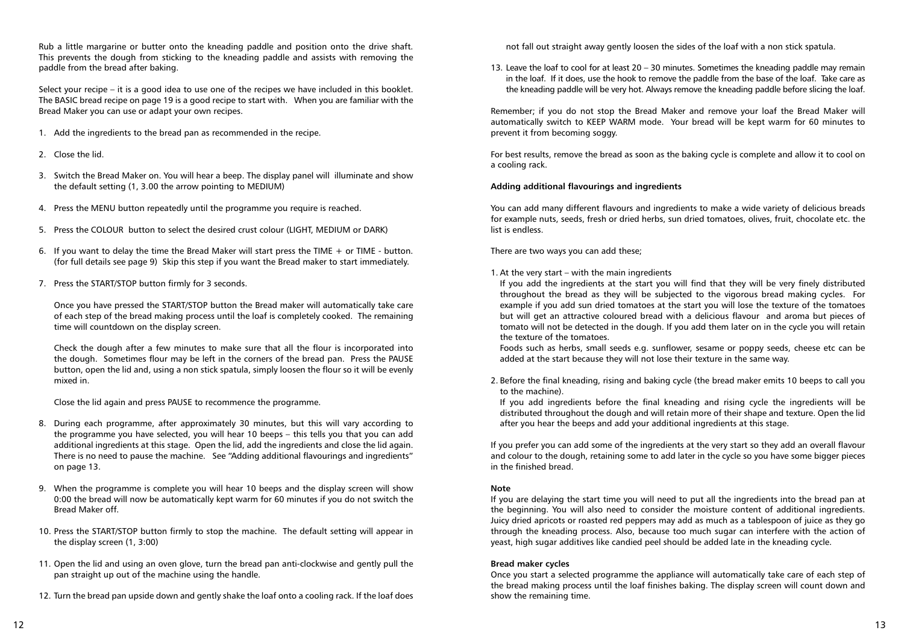Rub a little margarine or butter onto the kneading paddle and position onto the drive shaft. This prevents the dough from sticking to the kneading paddle and assists with removing the paddle from the bread after baking.

Select your recipe – it is a good idea to use one of the recipes we have included in this booklet. The BASIC bread recipe on page 19 is a good recipe to start with. When you are familiar with the Bread Maker you can use or adapt your own recipes.

1. Add the ingredients to the bread pan as recommended in the recipe.

2. Close the lid.

3. Switch the Bread Maker on. You will hear a beep. The display panel will illuminate and show the default setting (1, 3.00 the arrow pointing to MEDIUM)

4. Press the MENU button repeatedly until the programme you require is reached.

5. Press the COLOUR button to select the desired crust colour (LIGHT, MEDIUM or DARK)

6. If you want to delay the time the Bread Maker will start press the TIME + or TIME - button. (for full details see page 9) Skip this step if you want the Bread maker to start immediately.

7. Press the START/STOP button firmly for 3 seconds.

   Once you have pressed the START/STOP button the Bread maker will automatically take care of each step of the bread making process until the loaf is completely cooked. The remaining time will countdown on the display screen.

   Check the dough after a few minutes to make sure that all the flour is incorporated into the dough. Sometimes flour may be left in the corners of the bread pan. Press the PAUSE button, open the lid and, using a non stick spatula, simply loosen the flour so it will be evenly mixed in.

   Close the lid again and press PAUSE to recommence the programme.

8. During each programme, after approximately 30 minutes, but this will vary according to the programme you have selected, you will hear 10 beeps – this tells you that you can add additional ingredients at this stage. Open the lid, add the ingredients and close the lid again. There is no need to pause the machine. See "Adding additional flavourings and ingredients" on page 13.

9. When the programme is complete you will hear 10 beeps and the display screen will show 0:00 the bread will now be automatically kept warm for 60 minutes if you do not switch the Bread Maker off.

10. Press the START/STOP button firmly to stop the machine. The default setting will appear in the display screen (1, 3:00)

11. Open the lid and using an oven glove, turn the bread pan anti-clockwise and gently pull the pan straight up out of the machine using the handle.

12. Turn the bread pan upside down and gently shake the loaf onto a cooling rack. If the loaf does not fall out straight away gently loosen the sides of the loaf with a non stick spatula.

13. Leave the loaf to cool for at least 20 – 30 minutes. Sometimes the kneading paddle may remain in the loaf. If it does, use the hook to remove the paddle from the base of the loaf. Take care as the kneading paddle will be very hot. Always remove the kneading paddle before slicing the loaf.

Remember; if you do not stop the Bread Maker and remove your loaf the Bread Maker will automatically switch to KEEP WARM mode. Your bread will be kept warm for 60 minutes to prevent it from becoming soggy.

For best results, remove the bread as soon as the baking cycle is complete and allow it to cool on a cooling rack.

**Adding additional flavourings and ingredients**

You can add many different flavours and ingredients to make a wide variety of delicious breads for example nuts, seeds, fresh or dried herbs, sun dried tomatoes, olives, fruit, chocolate etc. the list is endless.

There are two ways you can add these;

1. At the very start – with the main ingredients

   If you add the ingredients at the start you will find that they will be very finely distributed throughout the bread as they will be subjected to the vigorous bread making cycles. For example if you add sun dried tomatoes at the start you will lose the texture of the tomatoes but will get an attractive coloured bread with a delicious flavour and aroma but pieces of tomato will not be detected in the dough. If you add them later on in the cycle you will retain the texture of the tomatoes.

   Foods such as herbs, small seeds e.g. sunflower, sesame or poppy seeds, cheese etc can be added at the start because they will not lose their texture in the same way.

2. Before the final kneading, rising and baking cycle (the bread maker emits 10 beeps to call you to the machine).

   If you add ingredients before the final kneading and rising cycle the ingredients will be distributed throughout the dough and will retain more of their shape and texture. Open the lid after you hear the beeps and add your additional ingredients at this stage.

If you prefer you can add some of the ingredients at the very start so they add an overall flavour and colour to the dough, retaining some to add later in the cycle so you have some bigger pieces in the finished bread.

**Note**

If you are delaying the start time you will need to put all the ingredients into the bread pan at the beginning. You will also need to consider the moisture content of additional ingredients. Juicy dried apricots or roasted red peppers may add as much as a tablespoon of juice as they go through the kneading process. Also, because too much sugar can interfere with the action of yeast, high sugar additives like candied peel should be added late in the kneading cycle.

**Bread maker cycles**

Once you start a selected programme the appliance will automatically take care of each step of the bread making process until the loaf finishes baking. The display screen will count down and show the remaining time.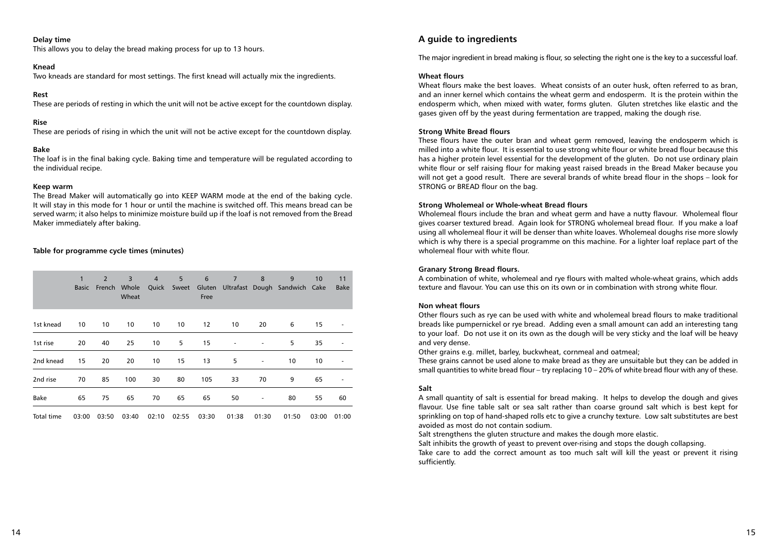**Delay time**

This allows you to delay the bread making process for up to 13 hours.

**Knead**

Two kneads are standard for most settings. The first knead will actually mix the ingredients.

**Rest**

These are periods of resting in which the unit will not be active except for the countdown display.

**Rise**

These are periods of rising in which the unit will not be active except for the countdown display.

**Bake**

The loaf is in the final baking cycle. Baking time and temperature will be regulated according to the individual recipe.

**Keep warm**

The Bread Maker will automatically go into KEEP WARM mode at the end of the baking cycle. It will stay in this mode for 1 hour or until the machine is switched off. This means bread can be served warm; it also helps to minimize moisture build up if the loaf is not removed from the Bread Maker immediately after baking.

**Table for programme cycle times (minutes)**

| | 1 Basic | 2 French | 3 Whole Wheat | 4 Quick | 5 Sweet | 6 Gluten Free | 7 Ultrafast | 8 Dough | 9 Sandwich | 10 Cake | 11 Bake |
|---|---|---|---|---|---|---|---|---|---|---|---|
| 1st knead | 10 | 10 | 10 | 10 | 10 | 12 | 10 | 20 | 6 | 15 | - |
| 1st rise | 20 | 40 | 25 | 10 | 5 | 15 | - | - | 5 | 35 | - |
| 2nd knead | 15 | 20 | 20 | 10 | 15 | 13 | 5 | - | 10 | 10 | - |
| 2nd rise | 70 | 85 | 100 | 30 | 80 | 105 | 33 | 70 | 9 | 65 | - |
| Bake | 65 | 75 | 65 | 70 | 65 | 65 | 50 | - | 80 | 55 | 60 |
| Total time | 03:00 | 03:50 | 03:40 | 02:10 | 02:55 | 03:30 | 01:38 | 01:30 | 01:50 | 03:00 | 01:00 |

## A guide to ingredients

The major ingredient in bread making is flour, so selecting the right one is the key to a successful loaf.

**Wheat flours**

Wheat flours make the best loaves. Wheat consists of an outer husk, often referred to as bran, and an inner kernel which contains the wheat germ and endosperm. It is the protein within the endosperm which, when mixed with water, forms gluten. Gluten stretches like elastic and the gases given off by the yeast during fermentation are trapped, making the dough rise.

**Strong White Bread flours**

These flours have the outer bran and wheat germ removed, leaving the endosperm which is milled into a white flour. It is essential to use strong white flour or white bread flour because this has a higher protein level essential for the development of the gluten. Do not use ordinary plain white flour or self raising flour for making yeast raised breads in the Bread Maker because you will not get a good result. There are several brands of white bread flour in the shops – look for STRONG or BREAD flour on the bag.

**Strong Wholemeal or Whole-wheat Bread flours**

Wholemeal flours include the bran and wheat germ and have a nutty flavour. Wholemeal flour gives coarser textured bread. Again look for STRONG wholemeal bread flour. If you make a loaf using all wholemeal flour it will be denser than white loaves. Wholemeal doughs rise more slowly which is why there is a special programme on this machine. For a lighter loaf replace part of the wholemeal flour with white flour.

**Granary Strong Bread flours.**

A combination of white, wholemeal and rye flours with malted whole-wheat grains, which adds texture and flavour. You can use this on its own or in combination with strong white flour.

**Non wheat flours**

Other flours such as rye can be used with white and wholemeal bread flours to make traditional breads like pumpernickel or rye bread. Adding even a small amount can add an interesting tang to your loaf. Do not use it on its own as the dough will be very sticky and the loaf will be heavy and very dense.

Other grains e.g. millet, barley, buckwheat, cornmeal and oatmeal;

These grains cannot be used alone to make bread as they are unsuitable but they can be added in small quantities to white bread flour – try replacing 10 – 20% of white bread flour with any of these.

**Salt**

A small quantity of salt is essential for bread making. It helps to develop the dough and gives flavour. Use fine table salt or sea salt rather than coarse ground salt which is best kept for sprinkling on top of hand-shaped rolls etc to give a crunchy texture. Low salt substitutes are best avoided as most do not contain sodium.

Salt strengthens the gluten structure and makes the dough more elastic.

Salt inhibits the growth of yeast to prevent over-rising and stops the dough collapsing.

Take care to add the correct amount as too much salt will kill the yeast or prevent it rising sufficiently.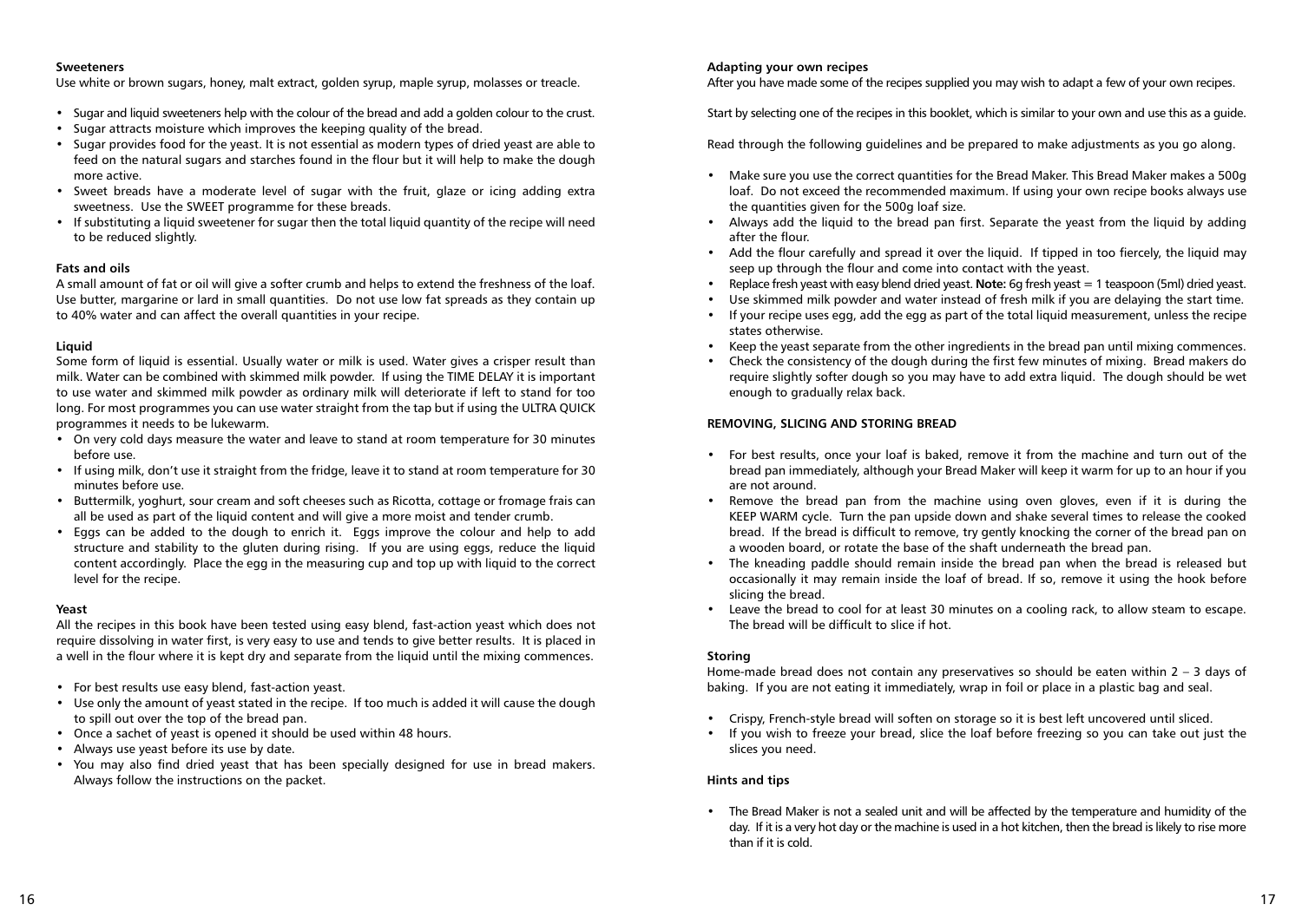### Sweeteners

Use white or brown sugars, honey, malt extract, golden syrup, maple syrup, molasses or treacle.

- Sugar and liquid sweeteners help with the colour of the bread and add a golden colour to the crust.
- Sugar attracts moisture which improves the keeping quality of the bread.
- Sugar provides food for the yeast. It is not essential as modern types of dried yeast are able to feed on the natural sugars and starches found in the flour but it will help to make the dough more active.
- Sweet breads have a moderate level of sugar with the fruit, glaze or icing adding extra sweetness. Use the SWEET programme for these breads.
- If substituting a liquid sweetener for sugar then the total liquid quantity of the recipe will need to be reduced slightly.

### Fats and oils

A small amount of fat or oil will give a softer crumb and helps to extend the freshness of the loaf. Use butter, margarine or lard in small quantities. Do not use low fat spreads as they contain up to 40% water and can affect the overall quantities in your recipe.

### Liquid

Some form of liquid is essential. Usually water or milk is used. Water gives a crisper result than milk. Water can be combined with skimmed milk powder. If using the TIME DELAY it is important to use water and skimmed milk powder as ordinary milk will deteriorate if left to stand for too long. For most programmes you can use water straight from the tap but if using the ULTRA QUICK programmes it needs to be lukewarm.

- On very cold days measure the water and leave to stand at room temperature for 30 minutes before use.
- If using milk, don't use it straight from the fridge, leave it to stand at room temperature for 30 minutes before use.
- Buttermilk, yoghurt, sour cream and soft cheeses such as Ricotta, cottage or fromage frais can all be used as part of the liquid content and will give a more moist and tender crumb.
- Eggs can be added to the dough to enrich it. Eggs improve the colour and help to add structure and stability to the gluten during rising. If you are using eggs, reduce the liquid content accordingly. Place the egg in the measuring cup and top up with liquid to the correct level for the recipe.

### Yeast

All the recipes in this book have been tested using easy blend, fast-action yeast which does not require dissolving in water first, is very easy to use and tends to give better results. It is placed in a well in the flour where it is kept dry and separate from the liquid until the mixing commences.

- For best results use easy blend, fast-action yeast.
- Use only the amount of yeast stated in the recipe. If too much is added it will cause the dough to spill out over the top of the bread pan.
- Once a sachet of yeast is opened it should be used within 48 hours.
- Always use yeast before its use by date.
- You may also find dried yeast that has been specially designed for use in bread makers. Always follow the instructions on the packet.

### Adapting your own recipes

After you have made some of the recipes supplied you may wish to adapt a few of your own recipes.

Start by selecting one of the recipes in this booklet, which is similar to your own and use this as a guide.

Read through the following guidelines and be prepared to make adjustments as you go along.

- Make sure you use the correct quantities for the Bread Maker. This Bread Maker makes a 500g loaf. Do not exceed the recommended maximum. If using your own recipe books always use the quantities given for the 500g loaf size.
- Always add the liquid to the bread pan first. Separate the yeast from the liquid by adding after the flour.
- Add the flour carefully and spread it over the liquid. If tipped in too fiercely, the liquid may seep up through the flour and come into contact with the yeast.
- Replace fresh yeast with easy blend dried yeast. **Note:** 6g fresh yeast = 1 teaspoon (5ml) dried yeast.
- Use skimmed milk powder and water instead of fresh milk if you are delaying the start time.
- If your recipe uses egg, add the egg as part of the total liquid measurement, unless the recipe states otherwise.
- Keep the yeast separate from the other ingredients in the bread pan until mixing commences.
- Check the consistency of the dough during the first few minutes of mixing. Bread makers do require slightly softer dough so you may have to add extra liquid. The dough should be wet enough to gradually relax back.

## REMOVING, SLICING AND STORING BREAD

- For best results, once your loaf is baked, remove it from the machine and turn out of the bread pan immediately, although your Bread Maker will keep it warm for up to an hour if you are not around.
- Remove the bread pan from the machine using oven gloves, even if it is during the KEEP WARM cycle. Turn the pan upside down and shake several times to release the cooked bread. If the bread is difficult to remove, try gently knocking the corner of the bread pan on a wooden board, or rotate the base of the shaft underneath the bread pan.
- The kneading paddle should remain inside the bread pan when the bread is released but occasionally it may remain inside the loaf of bread. If so, remove it using the hook before slicing the bread.
- Leave the bread to cool for at least 30 minutes on a cooling rack, to allow steam to escape. The bread will be difficult to slice if hot.

### Storing

Home-made bread does not contain any preservatives so should be eaten within 2 – 3 days of baking. If you are not eating it immediately, wrap in foil or place in a plastic bag and seal.

- Crispy, French-style bread will soften on storage so it is best left uncovered until sliced.
- If you wish to freeze your bread, slice the loaf before freezing so you can take out just the slices you need.

### Hints and tips

- The Bread Maker is not a sealed unit and will be affected by the temperature and humidity of the day. If it is a very hot day or the machine is used in a hot kitchen, then the bread is likely to rise more than if it is cold.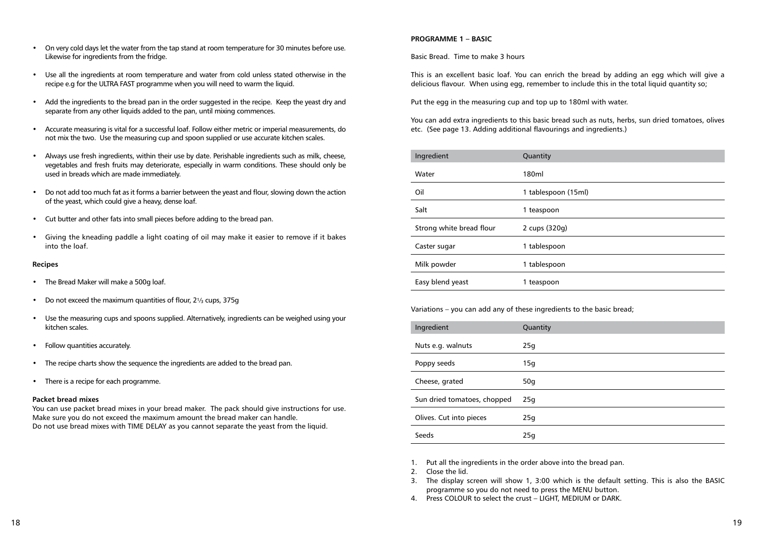- On very cold days let the water from the tap stand at room temperature for 30 minutes before use. Likewise for ingredients from the fridge.
- Use all the ingredients at room temperature and water from cold unless stated otherwise in the recipe e.g for the ULTRA FAST programme when you will need to warm the liquid.
- Add the ingredients to the bread pan in the order suggested in the recipe. Keep the yeast dry and separate from any other liquids added to the pan, until mixing commences.
- Accurate measuring is vital for a successful loaf. Follow either metric or imperial measurements, do not mix the two. Use the measuring cup and spoon supplied or use accurate kitchen scales.
- Always use fresh ingredients, within their use by date. Perishable ingredients such as milk, cheese, vegetables and fresh fruits may deteriorate, especially in warm conditions. These should only be used in breads which are made immediately.
- Do not add too much fat as it forms a barrier between the yeast and flour, slowing down the action of the yeast, which could give a heavy, dense loaf.
- Cut butter and other fats into small pieces before adding to the bread pan.
- Giving the kneading paddle a light coating of oil may make it easier to remove if it bakes into the loaf.

### Recipes

- The Bread Maker will make a 500g loaf.
- Do not exceed the maximum quantities of flour, 2⅓ cups, 375g
- Use the measuring cups and spoons supplied. Alternatively, ingredients can be weighed using your kitchen scales.
- Follow quantities accurately.
- The recipe charts show the sequence the ingredients are added to the bread pan.
- There is a recipe for each programme.

### Packet bread mixes

You can use packet bread mixes in your bread maker. The pack should give instructions for use. Make sure you do not exceed the maximum amount the bread maker can handle.
Do not use bread mixes with TIME DELAY as you cannot separate the yeast from the liquid.

### PROGRAMME 1 – BASIC

Basic Bread. Time to make 3 hours

This is an excellent basic loaf. You can enrich the bread by adding an egg which will give a delicious flavour. When using egg, remember to include this in the total liquid quantity so;

Put the egg in the measuring cup and top up to 180ml with water.

You can add extra ingredients to this basic bread such as nuts, herbs, sun dried tomatoes, olives etc. (See page 13. Adding additional flavourings and ingredients.)

| Ingredient | Quantity |
|---|---|
| Water | 180ml |
| Oil | 1 tablespoon (15ml) |
| Salt | 1 teaspoon |
| Strong white bread flour | 2 cups (320g) |
| Caster sugar | 1 tablespoon |
| Milk powder | 1 tablespoon |
| Easy blend yeast | 1 teaspoon |

Variations – you can add any of these ingredients to the basic bread;

| Ingredient | Quantity |
|---|---|
| Nuts e.g. walnuts | 25g |
| Poppy seeds | 15g |
| Cheese, grated | 50g |
| Sun dried tomatoes, chopped | 25g |
| Olives. Cut into pieces | 25g |
| Seeds | 25g |

1. Put all the ingredients in the order above into the bread pan.
2. Close the lid.
3. The display screen will show 1, 3:00 which is the default setting. This is also the BASIC programme so you do not need to press the MENU button.
4. Press COLOUR to select the crust – LIGHT, MEDIUM or DARK.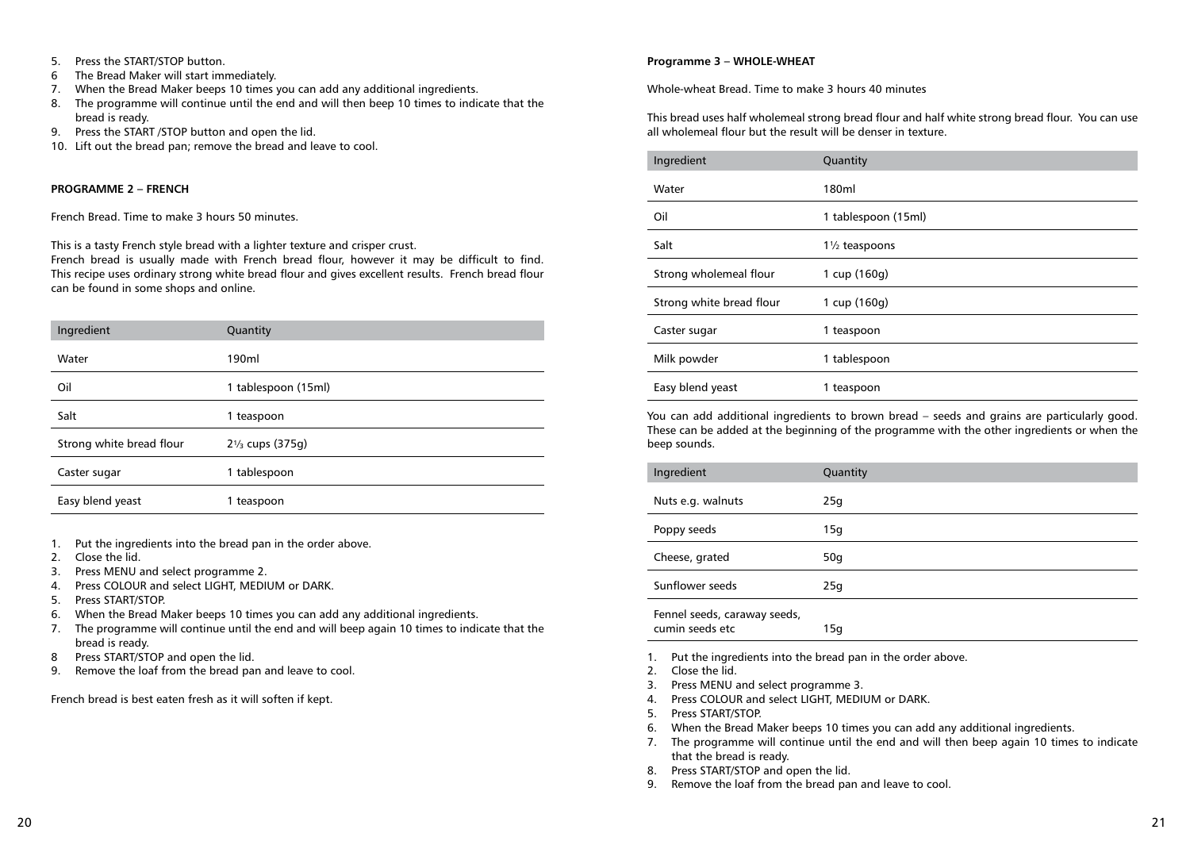5. Press the START/STOP button.
6 The Bread Maker will start immediately.
7. When the Bread Maker beeps 10 times you can add any additional ingredients.
8. The programme will continue until the end and will then beep 10 times to indicate that the bread is ready.
9. Press the START /STOP button and open the lid.
10. Lift out the bread pan; remove the bread and leave to cool.

**PROGRAMME 2 – FRENCH**

French Bread. Time to make 3 hours 50 minutes.

This is a tasty French style bread with a lighter texture and crisper crust.
French bread is usually made with French bread flour, however it may be difficult to find. This recipe uses ordinary strong white bread flour and gives excellent results. French bread flour can be found in some shops and online.

| Ingredient | Quantity |
|---|---|
| Water | 190ml |
| Oil | 1 tablespoon (15ml) |
| Salt | 1 teaspoon |
| Strong white bread flour | 2⅓ cups (375g) |
| Caster sugar | 1 tablespoon |
| Easy blend yeast | 1 teaspoon |

1. Put the ingredients into the bread pan in the order above.
2. Close the lid.
3. Press MENU and select programme 2.
4. Press COLOUR and select LIGHT, MEDIUM or DARK.
5. Press START/STOP.
6. When the Bread Maker beeps 10 times you can add any additional ingredients.
7. The programme will continue until the end and will beep again 10 times to indicate that the bread is ready.
8 Press START/STOP and open the lid.
9. Remove the loaf from the bread pan and leave to cool.

French bread is best eaten fresh as it will soften if kept.

**Programme 3 – WHOLE-WHEAT**

Whole-wheat Bread. Time to make 3 hours 40 minutes

This bread uses half wholemeal strong bread flour and half white strong bread flour. You can use all wholemeal flour but the result will be denser in texture.

| Ingredient | Quantity |
|---|---|
| Water | 180ml |
| Oil | 1 tablespoon (15ml) |
| Salt | 1½ teaspoons |
| Strong wholemeal flour | 1 cup (160g) |
| Strong white bread flour | 1 cup (160g) |
| Caster sugar | 1 teaspoon |
| Milk powder | 1 tablespoon |
| Easy blend yeast | 1 teaspoon |

You can add additional ingredients to brown bread – seeds and grains are particularly good. These can be added at the beginning of the programme with the other ingredients or when the beep sounds.

| Ingredient | Quantity |
|---|---|
| Nuts e.g. walnuts | 25g |
| Poppy seeds | 15g |
| Cheese, grated | 50g |
| Sunflower seeds | 25g |
| Fennel seeds, caraway seeds, cumin seeds etc | 15g |

1. Put the ingredients into the bread pan in the order above.
2. Close the lid.
3. Press MENU and select programme 3.
4. Press COLOUR and select LIGHT, MEDIUM or DARK.
5. Press START/STOP.
6. When the Bread Maker beeps 10 times you can add any additional ingredients.
7. The programme will continue until the end and will then beep again 10 times to indicate that the bread is ready.
8. Press START/STOP and open the lid.
9. Remove the loaf from the bread pan and leave to cool.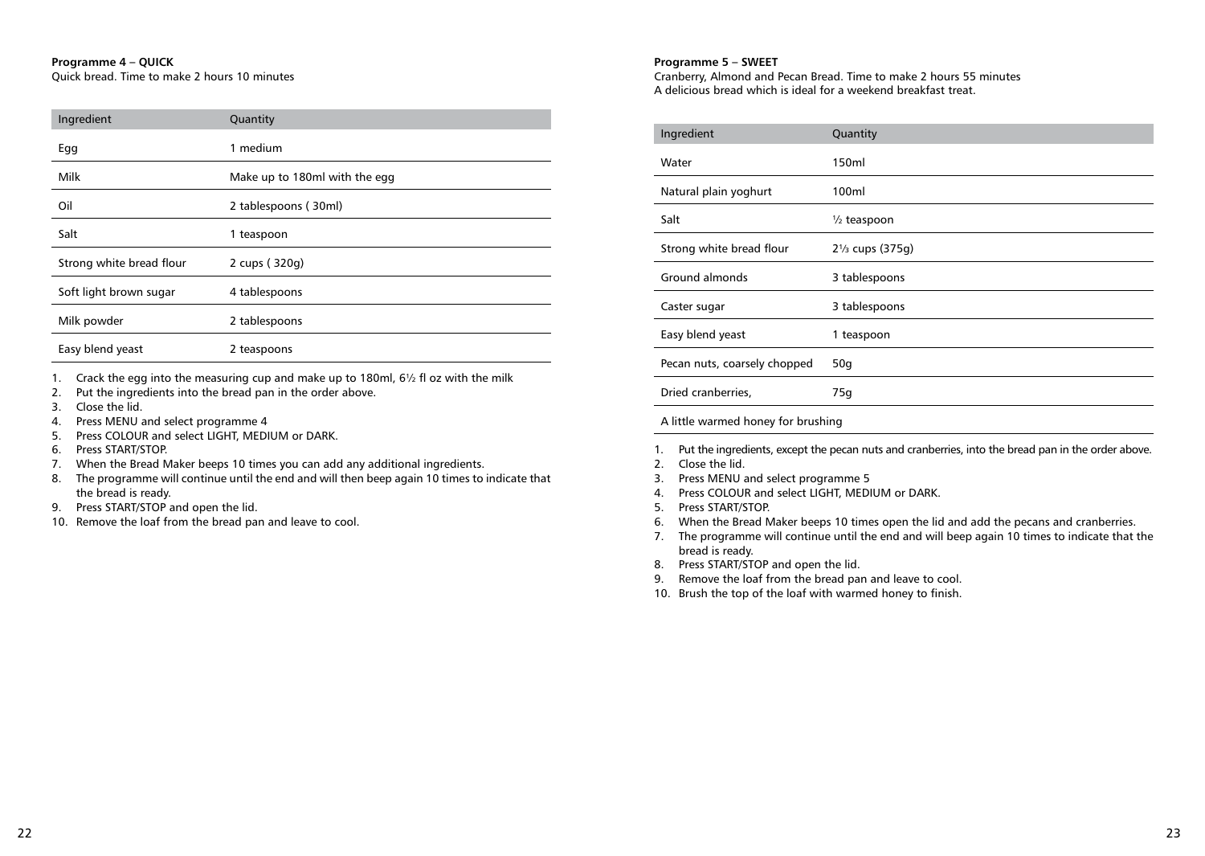**Programme 4 – QUICK**

Quick bread. Time to make 2 hours 10 minutes

| Ingredient | Quantity |
|---|---|
| Egg | 1 medium |
| Milk | Make up to 180ml with the egg |
| Oil | 2 tablespoons ( 30ml) |
| Salt | 1 teaspoon |
| Strong white bread flour | 2 cups ( 320g) |
| Soft light brown sugar | 4 tablespoons |
| Milk powder | 2 tablespoons |
| Easy blend yeast | 2 teaspoons |

1. Crack the egg into the measuring cup and make up to 180ml, 6½ fl oz with the milk
2. Put the ingredients into the bread pan in the order above.
3. Close the lid.
4. Press MENU and select programme 4
5. Press COLOUR and select LIGHT, MEDIUM or DARK.
6. Press START/STOP.
7. When the Bread Maker beeps 10 times you can add any additional ingredients.
8. The programme will continue until the end and will then beep again 10 times to indicate that the bread is ready.
9. Press START/STOP and open the lid.
10. Remove the loaf from the bread pan and leave to cool.

**Programme 5 – SWEET**

Cranberry, Almond and Pecan Bread. Time to make 2 hours 55 minutes
A delicious bread which is ideal for a weekend breakfast treat.

| Ingredient | Quantity |
|---|---|
| Water | 150ml |
| Natural plain yoghurt | 100ml |
| Salt | ½ teaspoon |
| Strong white bread flour | 2⅓ cups (375g) |
| Ground almonds | 3 tablespoons |
| Caster sugar | 3 tablespoons |
| Easy blend yeast | 1 teaspoon |
| Pecan nuts, coarsely chopped | 50g |
| Dried cranberries, | 75g |
| A little warmed honey for brushing | |

1. Put the ingredients, except the pecan nuts and cranberries, into the bread pan in the order above.
2. Close the lid.
3. Press MENU and select programme 5
4. Press COLOUR and select LIGHT, MEDIUM or DARK.
5. Press START/STOP.
6. When the Bread Maker beeps 10 times open the lid and add the pecans and cranberries.
7. The programme will continue until the end and will beep again 10 times to indicate that the bread is ready.
8. Press START/STOP and open the lid.
9. Remove the loaf from the bread pan and leave to cool.
10. Brush the top of the loaf with warmed honey to finish.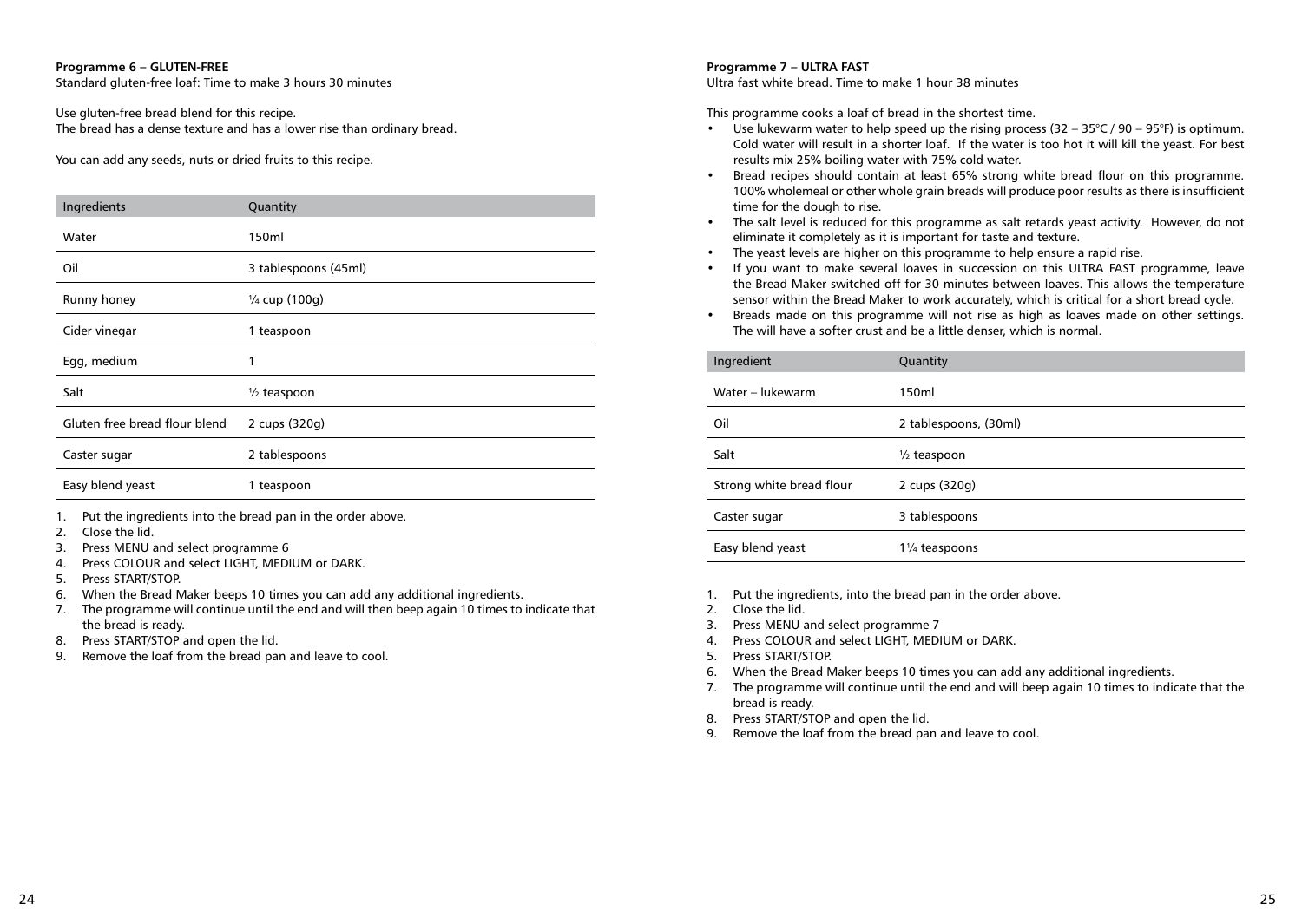**Programme 6 – GLUTEN-FREE**

Standard gluten-free loaf: Time to make 3 hours 30 minutes

Use gluten-free bread blend for this recipe.
The bread has a dense texture and has a lower rise than ordinary bread.

You can add any seeds, nuts or dried fruits to this recipe.

| Ingredients | Quantity |
|---|---|
| Water | 150ml |
| Oil | 3 tablespoons (45ml) |
| Runny honey | ¼ cup (100g) |
| Cider vinegar | 1 teaspoon |
| Egg, medium | 1 |
| Salt | ½ teaspoon |
| Gluten free bread flour blend | 2 cups (320g) |
| Caster sugar | 2 tablespoons |
| Easy blend yeast | 1 teaspoon |

1. Put the ingredients into the bread pan in the order above.
2. Close the lid.
3. Press MENU and select programme 6
4. Press COLOUR and select LIGHT, MEDIUM or DARK.
5. Press START/STOP.
6. When the Bread Maker beeps 10 times you can add any additional ingredients.
7. The programme will continue until the end and will then beep again 10 times to indicate that the bread is ready.
8. Press START/STOP and open the lid.
9. Remove the loaf from the bread pan and leave to cool.

**Programme 7 – ULTRA FAST**

Ultra fast white bread. Time to make 1 hour 38 minutes

This programme cooks a loaf of bread in the shortest time.

- Use lukewarm water to help speed up the rising process (32 – 35°C / 90 – 95°F) is optimum. Cold water will result in a shorter loaf. If the water is too hot it will kill the yeast. For best results mix 25% boiling water with 75% cold water.
- Bread recipes should contain at least 65% strong white bread flour on this programme. 100% wholemeal or other whole grain breads will produce poor results as there is insufficient time for the dough to rise.
- The salt level is reduced for this programme as salt retards yeast activity. However, do not eliminate it completely as it is important for taste and texture.
- The yeast levels are higher on this programme to help ensure a rapid rise.
- If you want to make several loaves in succession on this ULTRA FAST programme, leave the Bread Maker switched off for 30 minutes between loaves. This allows the temperature sensor within the Bread Maker to work accurately, which is critical for a short bread cycle.
- Breads made on this programme will not rise as high as loaves made on other settings. The will have a softer crust and be a little denser, which is normal.

| Ingredient | Quantity |
|---|---|
| Water – lukewarm | 150ml |
| Oil | 2 tablespoons, (30ml) |
| Salt | ½ teaspoon |
| Strong white bread flour | 2 cups (320g) |
| Caster sugar | 3 tablespoons |
| Easy blend yeast | 1¼ teaspoons |

1. Put the ingredients, into the bread pan in the order above.
2. Close the lid.
3. Press MENU and select programme 7
4. Press COLOUR and select LIGHT, MEDIUM or DARK.
5. Press START/STOP.
6. When the Bread Maker beeps 10 times you can add any additional ingredients.
7. The programme will continue until the end and will beep again 10 times to indicate that the bread is ready.
8. Press START/STOP and open the lid.
9. Remove the loaf from the bread pan and leave to cool.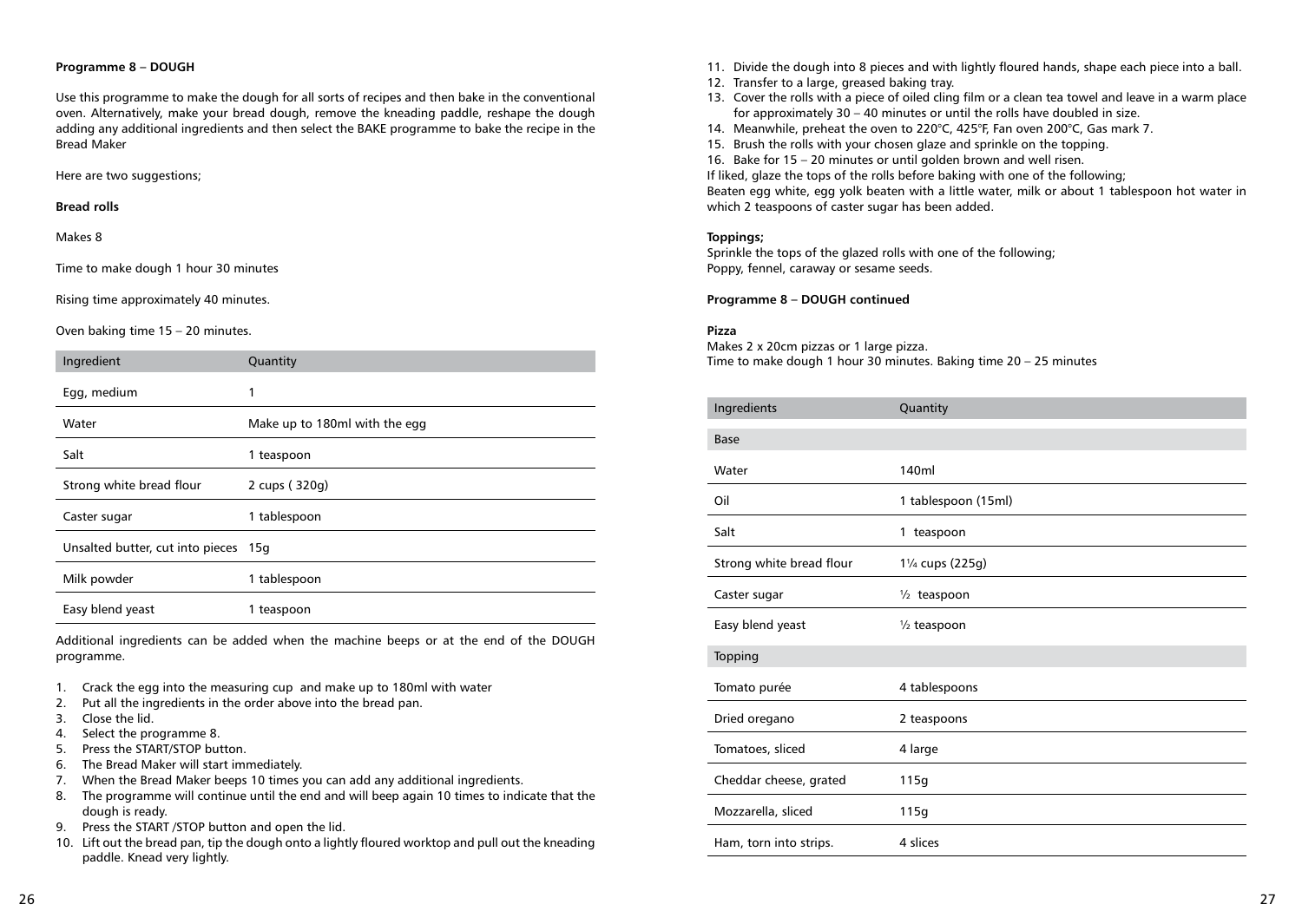**Programme 8 – DOUGH**

Use this programme to make the dough for all sorts of recipes and then bake in the conventional oven. Alternatively, make your bread dough, remove the kneading paddle, reshape the dough adding any additional ingredients and then select the BAKE programme to bake the recipe in the Bread Maker

Here are two suggestions;

**Bread rolls**

Makes 8

Time to make dough 1 hour 30 minutes

Rising time approximately 40 minutes.

Oven baking time 15 – 20 minutes.

| Ingredient | Quantity |
| --- | --- |
| Egg, medium | 1 |
| Water | Make up to 180ml with the egg |
| Salt | 1 teaspoon |
| Strong white bread flour | 2 cups ( 320g) |
| Caster sugar | 1 tablespoon |
| Unsalted butter, cut into pieces | 15g |
| Milk powder | 1 tablespoon |
| Easy blend yeast | 1 teaspoon |

Additional ingredients can be added when the machine beeps or at the end of the DOUGH programme.

1. Crack the egg into the measuring cup and make up to 180ml with water
2. Put all the ingredients in the order above into the bread pan.
3. Close the lid.
4. Select the programme 8.
5. Press the START/STOP button.
6. The Bread Maker will start immediately.
7. When the Bread Maker beeps 10 times you can add any additional ingredients.
8. The programme will continue until the end and will beep again 10 times to indicate that the dough is ready.
9. Press the START /STOP button and open the lid.
10. Lift out the bread pan, tip the dough onto a lightly floured worktop and pull out the kneading paddle. Knead very lightly.
11. Divide the dough into 8 pieces and with lightly floured hands, shape each piece into a ball.
12. Transfer to a large, greased baking tray.
13. Cover the rolls with a piece of oiled cling film or a clean tea towel and leave in a warm place for approximately 30 – 40 minutes or until the rolls have doubled in size.
14. Meanwhile, preheat the oven to 220°C, 425°F, Fan oven 200°C, Gas mark 7.
15. Brush the rolls with your chosen glaze and sprinkle on the topping.
16. Bake for 15 – 20 minutes or until golden brown and well risen.

If liked, glaze the tops of the rolls before baking with one of the following;
Beaten egg white, egg yolk beaten with a little water, milk or about 1 tablespoon hot water in which 2 teaspoons of caster sugar has been added.

**Toppings;**
Sprinkle the tops of the glazed rolls with one of the following;
Poppy, fennel, caraway or sesame seeds.

**Programme 8 – DOUGH continued**

**Pizza**
Makes 2 x 20cm pizzas or 1 large pizza.
Time to make dough 1 hour 30 minutes. Baking time 20 – 25 minutes

| Ingredients | Quantity |
| --- | --- |
| Base | |
| Water | 140ml |
| Oil | 1 tablespoon (15ml) |
| Salt | 1 teaspoon |
| Strong white bread flour | 1¼ cups (225g) |
| Caster sugar | ½ teaspoon |
| Easy blend yeast | ½ teaspoon |
| Topping | |
| Tomato purée | 4 tablespoons |
| Dried oregano | 2 teaspoons |
| Tomatoes, sliced | 4 large |
| Cheddar cheese, grated | 115g |
| Mozzarella, sliced | 115g |
| Ham, torn into strips. | 4 slices |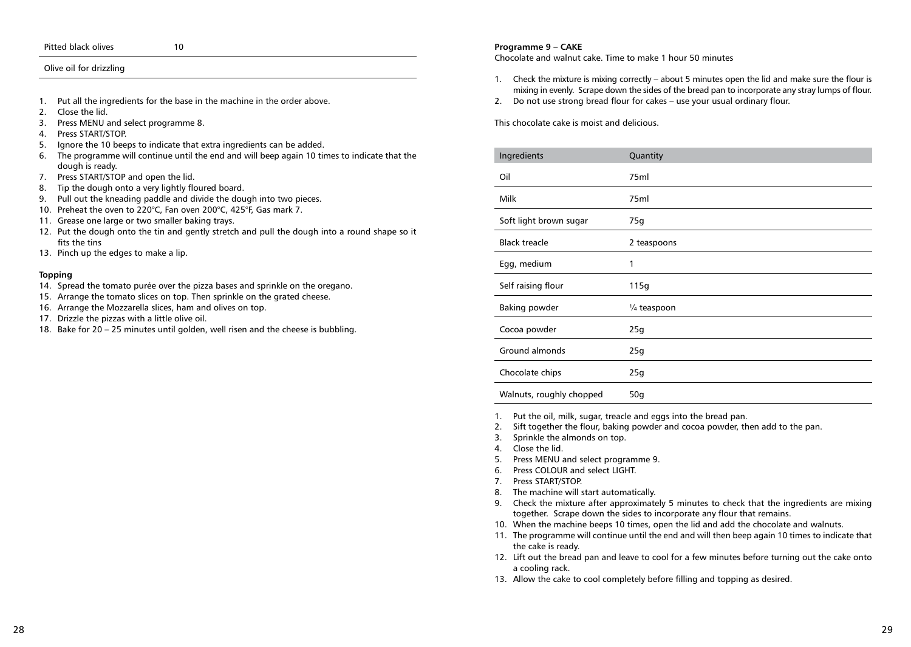| Pitted black olives | 10 |
|---|---|
| Olive oil for drizzling | |

1. Put all the ingredients for the base in the machine in the order above.
2. Close the lid.
3. Press MENU and select programme 8.
4. Press START/STOP.
5. Ignore the 10 beeps to indicate that extra ingredients can be added.
6. The programme will continue until the end and will beep again 10 times to indicate that the dough is ready.
7. Press START/STOP and open the lid.
8. Tip the dough onto a very lightly floured board.
9. Pull out the kneading paddle and divide the dough into two pieces.
10. Preheat the oven to 220°C, Fan oven 200°C, 425°F, Gas mark 7.
11. Grease one large or two smaller baking trays.
12. Put the dough onto the tin and gently stretch and pull the dough into a round shape so it fits the tins
13. Pinch up the edges to make a lip.

**Topping**

14. Spread the tomato purée over the pizza bases and sprinkle on the oregano.
15. Arrange the tomato slices on top. Then sprinkle on the grated cheese.
16. Arrange the Mozzarella slices, ham and olives on top.
17. Drizzle the pizzas with a little olive oil.
18. Bake for 20 – 25 minutes until golden, well risen and the cheese is bubbling.

**Programme 9 – CAKE**

Chocolate and walnut cake. Time to make 1 hour 50 minutes

1. Check the mixture is mixing correctly – about 5 minutes open the lid and make sure the flour is mixing in evenly. Scrape down the sides of the bread pan to incorporate any stray lumps of flour.
2. Do not use strong bread flour for cakes – use your usual ordinary flour.

This chocolate cake is moist and delicious.

| Ingredients | Quantity |
|---|---|
| Oil | 75ml |
| Milk | 75ml |
| Soft light brown sugar | 75g |
| Black treacle | 2 teaspoons |
| Egg, medium | 1 |
| Self raising flour | 115g |
| Baking powder | ¼ teaspoon |
| Cocoa powder | 25g |
| Ground almonds | 25g |
| Chocolate chips | 25g |
| Walnuts, roughly chopped | 50g |

1. Put the oil, milk, sugar, treacle and eggs into the bread pan.
2. Sift together the flour, baking powder and cocoa powder, then add to the pan.
3. Sprinkle the almonds on top.
4. Close the lid.
5. Press MENU and select programme 9.
6. Press COLOUR and select LIGHT.
7. Press START/STOP.
8. The machine will start automatically.
9. Check the mixture after approximately 5 minutes to check that the ingredients are mixing together. Scrape down the sides to incorporate any flour that remains.
10. When the machine beeps 10 times, open the lid and add the chocolate and walnuts.
11. The programme will continue until the end and will then beep again 10 times to indicate that the cake is ready.
12. Lift out the bread pan and leave to cool for a few minutes before turning out the cake onto a cooling rack.
13. Allow the cake to cool completely before filling and topping as desired.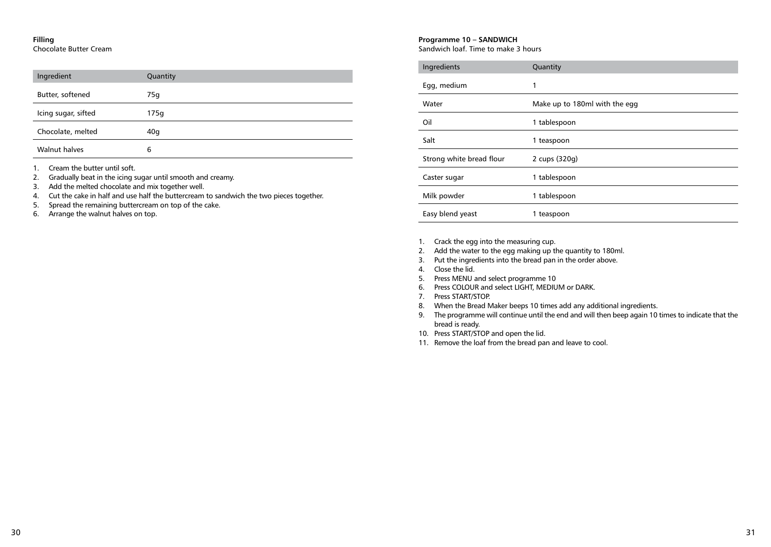**Filling**

Chocolate Butter Cream

| Ingredient | Quantity |
| --- | --- |
| Butter, softened | 75g |
| Icing sugar, sifted | 175g |
| Chocolate, melted | 40g |
| Walnut halves | 6 |

1. Cream the butter until soft.
2. Gradually beat in the icing sugar until smooth and creamy.
3. Add the melted chocolate and mix together well.
4. Cut the cake in half and use half the buttercream to sandwich the two pieces together.
5. Spread the remaining buttercream on top of the cake.
6. Arrange the walnut halves on top.

**Programme 10 – SANDWICH**

Sandwich loaf. Time to make 3 hours

| Ingredients | Quantity |
| --- | --- |
| Egg, medium | 1 |
| Water | Make up to 180ml with the egg |
| Oil | 1 tablespoon |
| Salt | 1 teaspoon |
| Strong white bread flour | 2 cups (320g) |
| Caster sugar | 1 tablespoon |
| Milk powder | 1 tablespoon |
| Easy blend yeast | 1 teaspoon |

1. Crack the egg into the measuring cup.
2. Add the water to the egg making up the quantity to 180ml.
3. Put the ingredients into the bread pan in the order above.
4. Close the lid.
5. Press MENU and select programme 10
6. Press COLOUR and select LIGHT, MEDIUM or DARK.
7. Press START/STOP.
8. When the Bread Maker beeps 10 times add any additional ingredients.
9. The programme will continue until the end and will then beep again 10 times to indicate that the bread is ready.
10. Press START/STOP and open the lid.
11. Remove the loaf from the bread pan and leave to cool.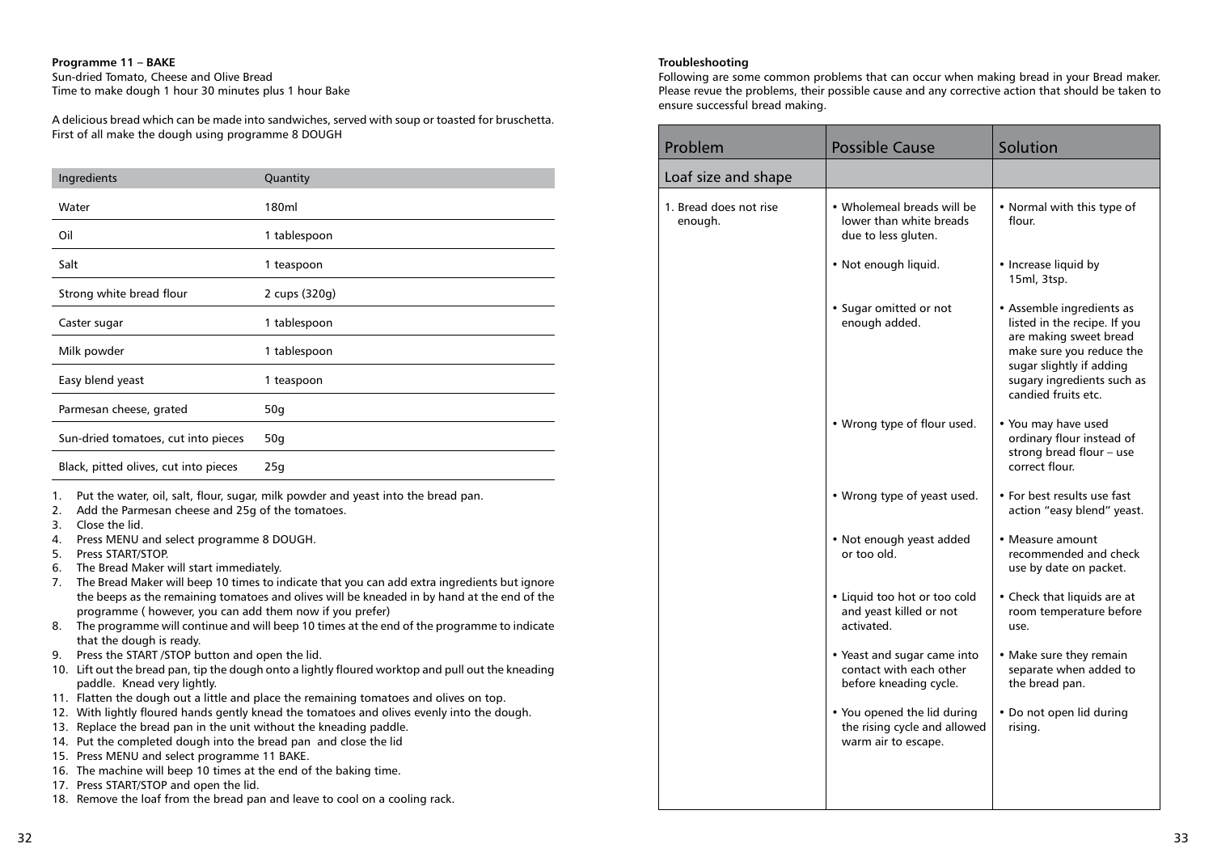**Programme 11 – BAKE**
Sun-dried Tomato, Cheese and Olive Bread
Time to make dough 1 hour 30 minutes plus 1 hour Bake

A delicious bread which can be made into sandwiches, served with soup or toasted for bruschetta. First of all make the dough using programme 8 DOUGH

| Ingredients | Quantity |
|---|---|
| Water | 180ml |
| Oil | 1 tablespoon |
| Salt | 1 teaspoon |
| Strong white bread flour | 2 cups (320g) |
| Caster sugar | 1 tablespoon |
| Milk powder | 1 tablespoon |
| Easy blend yeast | 1 teaspoon |
| Parmesan cheese, grated | 50g |
| Sun-dried tomatoes, cut into pieces | 50g |
| Black, pitted olives, cut into pieces | 25g |

1. Put the water, oil, salt, flour, sugar, milk powder and yeast into the bread pan.
2. Add the Parmesan cheese and 25g of the tomatoes.
3. Close the lid.
4. Press MENU and select programme 8 DOUGH.
5. Press START/STOP.
6. The Bread Maker will start immediately.
7. The Bread Maker will beep 10 times to indicate that you can add extra ingredients but ignore the beeps as the remaining tomatoes and olives will be kneaded in by hand at the end of the programme ( however, you can add them now if you prefer)
8. The programme will continue and will beep 10 times at the end of the programme to indicate that the dough is ready.
9. Press the START /STOP button and open the lid.
10. Lift out the bread pan, tip the dough onto a lightly floured worktop and pull out the kneading paddle. Knead very lightly.
11. Flatten the dough out a little and place the remaining tomatoes and olives on top.
12. With lightly floured hands gently knead the tomatoes and olives evenly into the dough.
13. Replace the bread pan in the unit without the kneading paddle.
14. Put the completed dough into the bread pan and close the lid
15. Press MENU and select programme 11 BAKE.
16. The machine will beep 10 times at the end of the baking time.
17. Press START/STOP and open the lid.
18. Remove the loaf from the bread pan and leave to cool on a cooling rack.

**Troubleshooting**
Following are some common problems that can occur when making bread in your Bread maker. Please revue the problems, their possible cause and any corrective action that should be taken to ensure successful bread making.

| Problem | Possible Cause | Solution |
|---|---|---|
| Loaf size and shape | | |
| 1. Bread does not rise enough. | • Wholemeal breads will be lower than white breads due to less gluten. | • Normal with this type of flour. |
| | • Not enough liquid. | • Increase liquid by 15ml, 3tsp. |
| | • Sugar omitted or not enough added. | • Assemble ingredients as listed in the recipe. If you are making sweet bread make sure you reduce the sugar slightly if adding sugary ingredients such as candied fruits etc. |
| | • Wrong type of flour used. | • You may have used ordinary flour instead of strong bread flour – use correct flour. |
| | • Wrong type of yeast used. | • For best results use fast action "easy blend" yeast. |
| | • Not enough yeast added or too old. | • Measure amount recommended and check use by date on packet. |
| | • Liquid too hot or too cold and yeast killed or not activated. | • Check that liquids are at room temperature before use. |
| | • Yeast and sugar came into contact with each other before kneading cycle. | • Make sure they remain separate when added to the bread pan. |
| | • You opened the lid during the rising cycle and allowed warm air to escape. | • Do not open lid during rising. |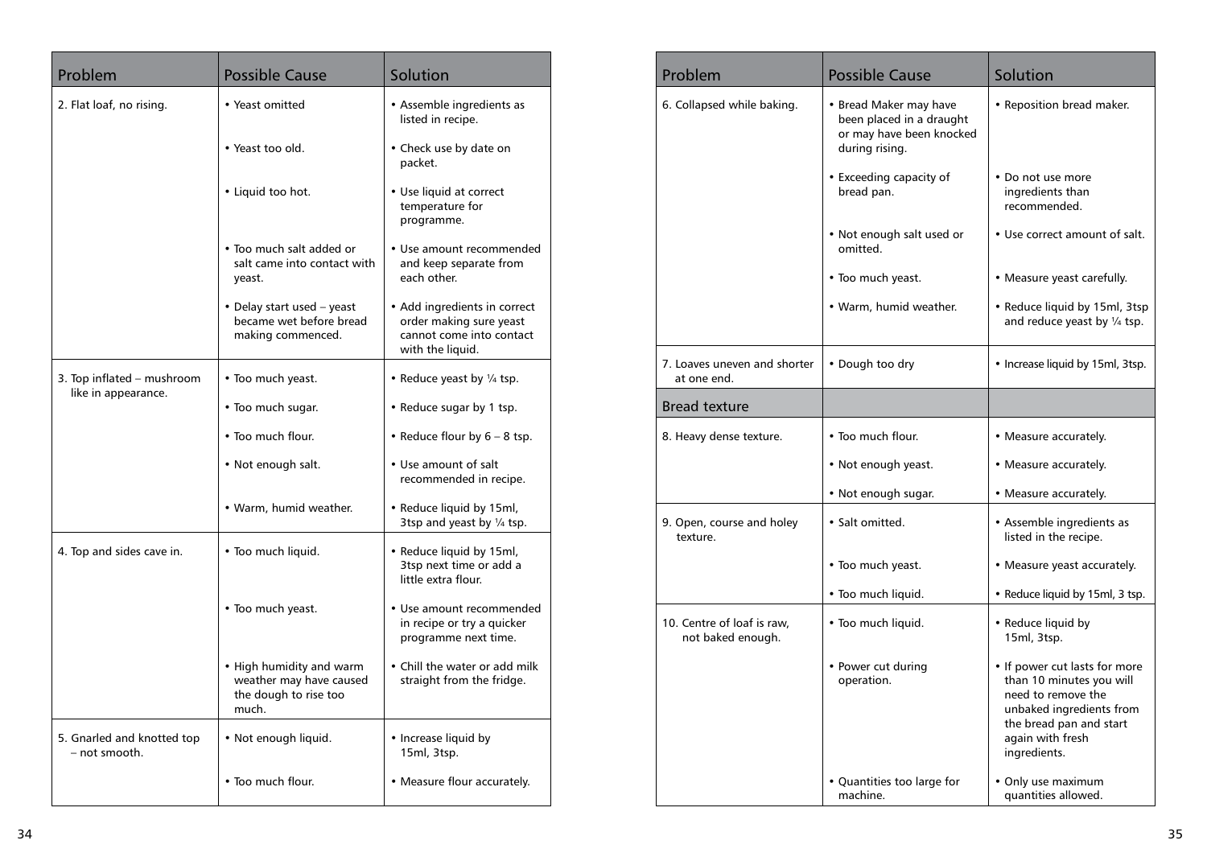| Problem | Possible Cause | Solution |
| --- | --- | --- |
| 2. Flat loaf, no rising. | • Yeast omitted | • Assemble ingredients as listed in recipe. |
| | • Yeast too old. | • Check use by date on packet. |
| | • Liquid too hot. | • Use liquid at correct temperature for programme. |
| | • Too much salt added or salt came into contact with yeast. | • Use amount recommended and keep separate from each other. |
| | • Delay start used – yeast became wet before bread making commenced. | • Add ingredients in correct order making sure yeast cannot come into contact with the liquid. |
| 3. Top inflated – mushroom like in appearance. | • Too much yeast. | • Reduce yeast by ¼ tsp. |
| | • Too much sugar. | • Reduce sugar by 1 tsp. |
| | • Too much flour. | • Reduce flour by 6 – 8 tsp. |
| | • Not enough salt. | • Use amount of salt recommended in recipe. |
| | • Warm, humid weather. | • Reduce liquid by 15ml, 3tsp and yeast by ¼ tsp. |
| 4. Top and sides cave in. | • Too much liquid. | • Reduce liquid by 15ml, 3tsp next time or add a little extra flour. |
| | • Too much yeast. | • Use amount recommended in recipe or try a quicker programme next time. |
| | • High humidity and warm weather may have caused the dough to rise too much. | • Chill the water or add milk straight from the fridge. |
| 5. Gnarled and knotted top – not smooth. | • Not enough liquid. | • Increase liquid by 15ml, 3tsp. |
| | • Too much flour. | • Measure flour accurately. |

| Problem | Possible Cause | Solution |
| --- | --- | --- |
| 6. Collapsed while baking. | • Bread Maker may have been placed in a draught or may have been knocked during rising. | • Reposition bread maker. |
| | • Exceeding capacity of bread pan. | • Do not use more ingredients than recommended. |
| | • Not enough salt used or omitted. | • Use correct amount of salt. |
| | • Too much yeast. | • Measure yeast carefully. |
| | • Warm, humid weather. | • Reduce liquid by 15ml, 3tsp and reduce yeast by ¼ tsp. |
| 7. Loaves uneven and shorter at one end. | • Dough too dry | • Increase liquid by 15ml, 3tsp. |
| **Bread texture** | | |
| 8. Heavy dense texture. | • Too much flour. | • Measure accurately. |
| | • Not enough yeast. | • Measure accurately. |
| | • Not enough sugar. | • Measure accurately. |
| 9. Open, course and holey texture. | • Salt omitted. | • Assemble ingredients as listed in the recipe. |
| | • Too much yeast. | • Measure yeast accurately. |
| | • Too much liquid. | • Reduce liquid by 15ml, 3 tsp. |
| 10. Centre of loaf is raw, not baked enough. | • Too much liquid. | • Reduce liquid by 15ml, 3tsp. |
| | • Power cut during operation. | • If power cut lasts for more than 10 minutes you will need to remove the unbaked ingredients from the bread pan and start again with fresh ingredients. |
| | • Quantities too large for machine. | • Only use maximum quantities allowed. |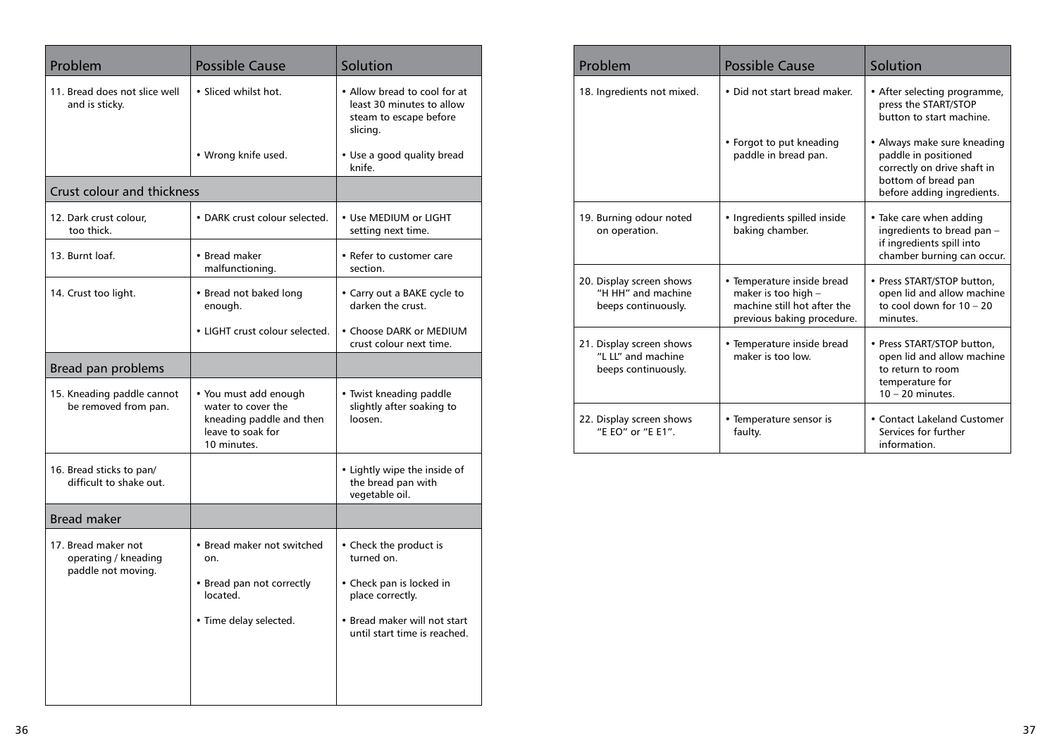| Problem | Possible Cause | Solution |
| --- | --- | --- |
| 11. Bread does not slice well and is sticky. | • Sliced whilst hot. | • Allow bread to cool for at least 30 minutes to allow steam to escape before slicing. |
| | • Wrong knife used. | • Use a good quality bread knife. |
| **Crust colour and thickness** | | |
| 12. Dark crust colour, too thick. | • DARK crust colour selected. | • Use MEDIUM or LIGHT setting next time. |
| 13. Burnt loaf. | • Bread maker malfunctioning. | • Refer to customer care section. |
| 14. Crust too light. | • Bread not baked long enough. | • Carry out a BAKE cycle to darken the crust. |
| | • LIGHT crust colour selected. | • Choose DARK or MEDIUM crust colour next time. |
| **Bread pan problems** | | |
| 15. Kneading paddle cannot be removed from pan. | • You must add enough water to cover the kneading paddle and then leave to soak for 10 minutes. | • Twist kneading paddle slightly after soaking to loosen. |
| 16. Bread sticks to pan/ difficult to shake out. | | • Lightly wipe the inside of the bread pan with vegetable oil. |
| **Bread maker** | | |
| 17. Bread maker not operating / kneading paddle not moving. | • Bread maker not switched on. | • Check the product is turned on. |
| | • Bread pan not correctly located. | • Check pan is locked in place correctly. |
| | • Time delay selected. | • Bread maker will not start until start time is reached. |

| Problem | Possible Cause | Solution |
| --- | --- | --- |
| 18. Ingredients not mixed. | • Did not start bread maker. | • After selecting programme, press the START/STOP button to start machine. |
| | • Forgot to put kneading paddle in bread pan. | • Always make sure kneading paddle in positioned correctly on drive shaft in bottom of bread pan before adding ingredients. |
| 19. Burning odour noted on operation. | • Ingredients spilled inside baking chamber. | • Take care when adding ingredients to bread pan – if ingredients spill into chamber burning can occur. |
| 20. Display screen shows "H HH" and machine beeps continuously. | • Temperature inside bread maker is too high – machine still hot after the previous baking procedure. | • Press START/STOP button, open lid and allow machine to cool down for 10 – 20 minutes. |
| 21. Display screen shows "L LL" and machine beeps continuously. | • Temperature inside bread maker is too low. | • Press START/STOP button, open lid and allow machine to return to room temperature for 10 – 20 minutes. |
| 22. Display screen shows "E EO" or "E E1". | • Temperature sensor is faulty. | • Contact Lakeland Customer Services for further information. |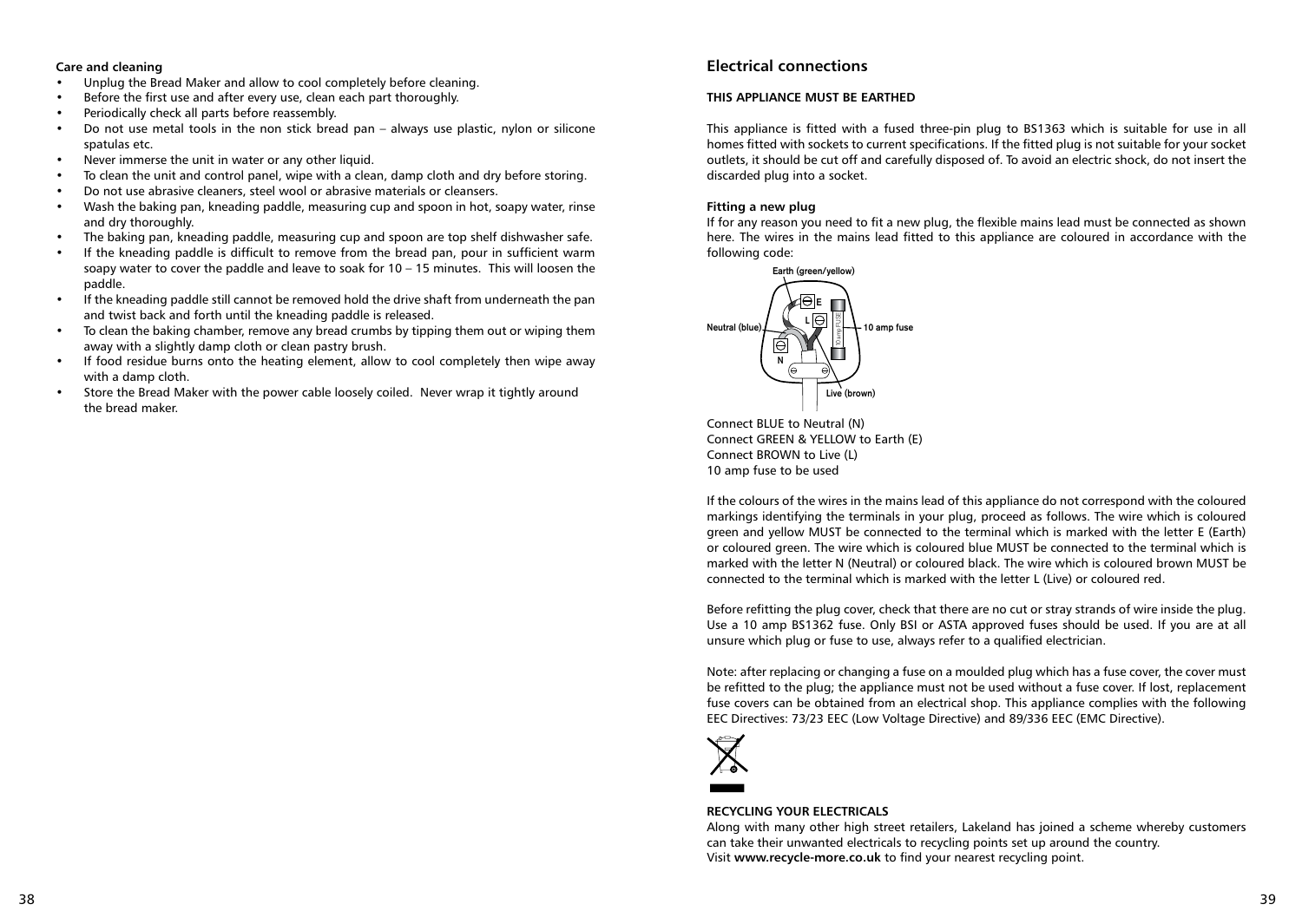**Care and cleaning**

- Unplug the Bread Maker and allow to cool completely before cleaning.
- Before the first use and after every use, clean each part thoroughly.
- Periodically check all parts before reassembly.
- Do not use metal tools in the non stick bread pan – always use plastic, nylon or silicone spatulas etc.
- Never immerse the unit in water or any other liquid.
- To clean the unit and control panel, wipe with a clean, damp cloth and dry before storing.
- Do not use abrasive cleaners, steel wool or abrasive materials or cleansers.
- Wash the baking pan, kneading paddle, measuring cup and spoon in hot, soapy water, rinse and dry thoroughly.
- The baking pan, kneading paddle, measuring cup and spoon are top shelf dishwasher safe.
- If the kneading paddle is difficult to remove from the bread pan, pour in sufficient warm soapy water to cover the paddle and leave to soak for 10 – 15 minutes. This will loosen the paddle.
- If the kneading paddle still cannot be removed hold the drive shaft from underneath the pan and twist back and forth until the kneading paddle is released.
- To clean the baking chamber, remove any bread crumbs by tipping them out or wiping them away with a slightly damp cloth or clean pastry brush.
- If food residue burns onto the heating element, allow to cool completely then wipe away with a damp cloth.
- Store the Bread Maker with the power cable loosely coiled. Never wrap it tightly around the bread maker.

## Electrical connections

**THIS APPLIANCE MUST BE EARTHED**

This appliance is fitted with a fused three-pin plug to BS1363 which is suitable for use in all homes fitted with sockets to current specifications. If the fitted plug is not suitable for your socket outlets, it should be cut off and carefully disposed of. To avoid an electric shock, do not insert the discarded plug into a socket.

**Fitting a new plug**

If for any reason you need to fit a new plug, the flexible mains lead must be connected as shown here. The wires in the mains lead fitted to this appliance are coloured in accordance with the following code:

Earth (green/yellow)
Neutral (blue)
10 amp fuse
Live (brown)

Connect BLUE to Neutral (N)
Connect GREEN & YELLOW to Earth (E)
Connect BROWN to Live (L)
10 amp fuse to be used

If the colours of the wires in the mains lead of this appliance do not correspond with the coloured markings identifying the terminals in your plug, proceed as follows. The wire which is coloured green and yellow MUST be connected to the terminal which is marked with the letter E (Earth) or coloured green. The wire which is coloured blue MUST be connected to the terminal which is marked with the letter N (Neutral) or coloured black. The wire which is coloured brown MUST be connected to the terminal which is marked with the letter L (Live) or coloured red.

Before refitting the plug cover, check that there are no cut or stray strands of wire inside the plug. Use a 10 amp BS1362 fuse. Only BSI or ASTA approved fuses should be used. If you are at all unsure which plug or fuse to use, always refer to a qualified electrician.

Note: after replacing or changing a fuse on a moulded plug which has a fuse cover, the cover must be refitted to the plug; the appliance must not be used without a fuse cover. If lost, replacement fuse covers can be obtained from an electrical shop. This appliance complies with the following EEC Directives: 73/23 EEC (Low Voltage Directive) and 89/336 EEC (EMC Directive).

**RECYCLING YOUR ELECTRICALS**

Along with many other high street retailers, Lakeland has joined a scheme whereby customers can take their unwanted electricals to recycling points set up around the country.
Visit **www.recycle-more.co.uk** to find your nearest recycling point.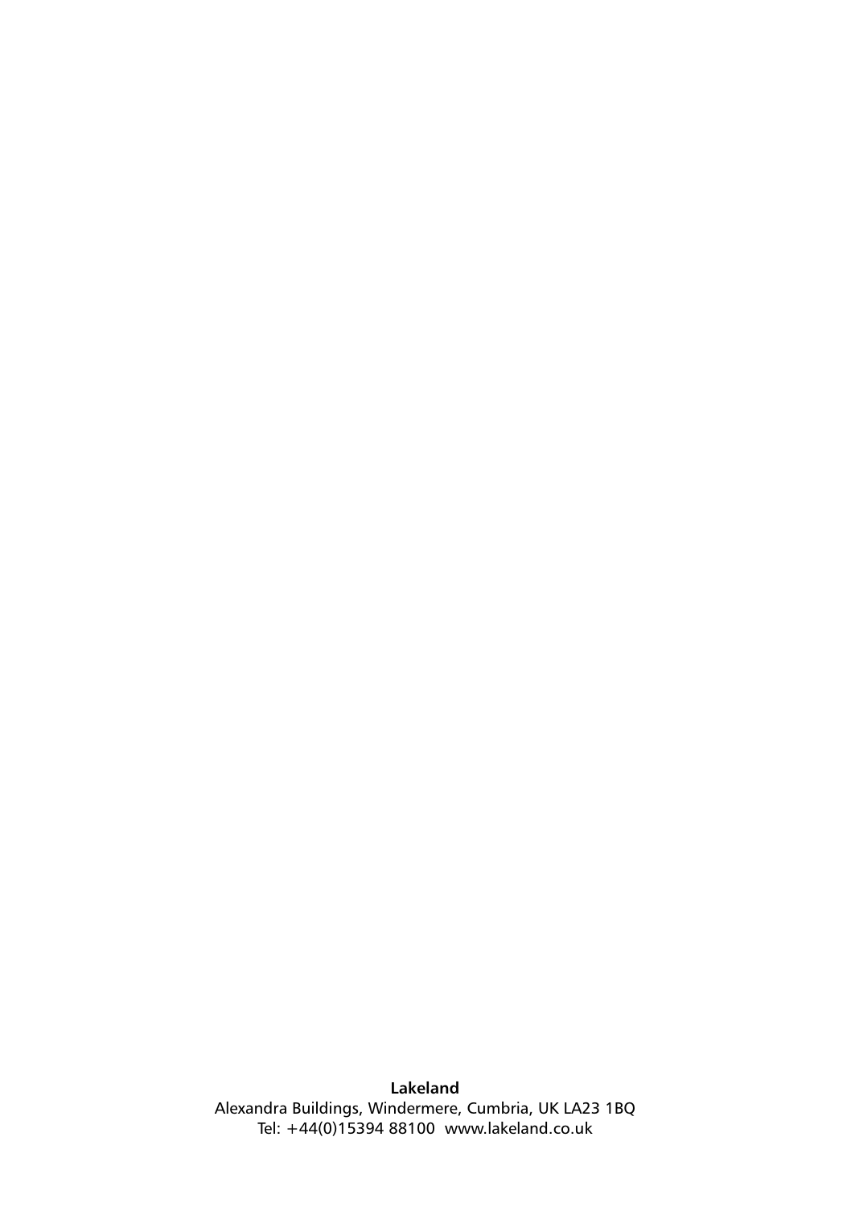**Lakeland**
Alexandra Buildings, Windermere, Cumbria, UK LA23 1BQ
Tel: +44(0)15394 88100  www.lakeland.co.uk